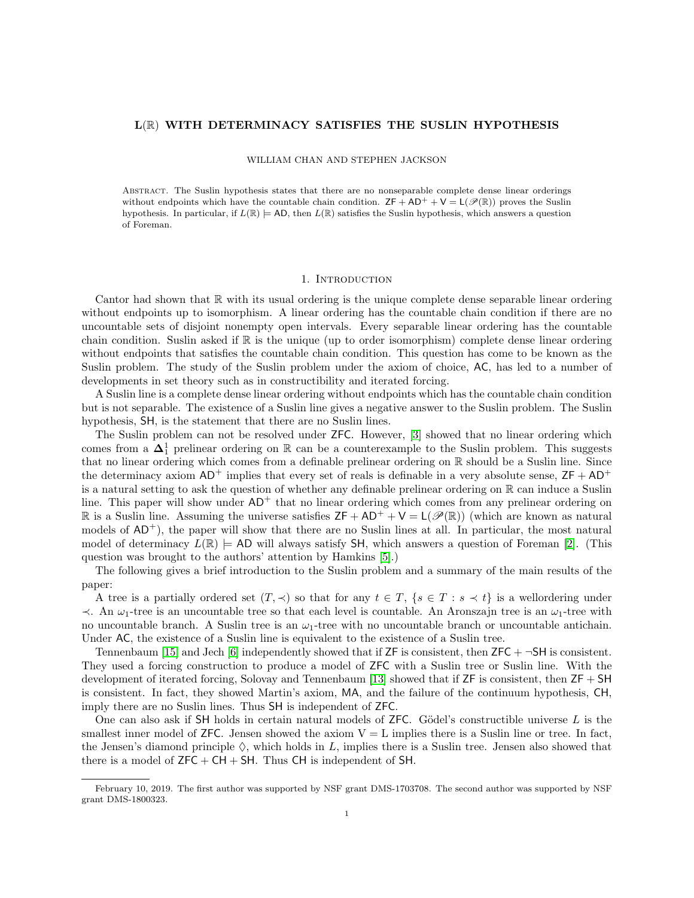# $\mathbf{L}(\mathbb{R})$ WITH DETERMINACY SATISFIES THE SUSLIN HYPOTHESIS

WILLIAM CHAN AND STEPHEN JACKSON

Abstract. The Suslin hypothesis states that there are no nonseparable complete dense linear orderings without endpoints which have the countable chain condition. $\mathsf{ZF} + \mathsf{AD}^+ + \mathsf{V} = \mathsf{L}(\mathscr{P}(\mathbb{R}))$ proves the Suslin hypothesis. In particular, if $L(\mathbb{R}) \models \mathsf{AD}$, then $L(\mathbb{R})$ satisfies the Suslin hypothesis, which answers a question of Foreman.

## 1. Introduction

Cantor had shown that $\mathbb{R}$ with its usual ordering is the unique complete dense separable linear ordering without endpoints up to isomorphism. A linear ordering has the countable chain condition if there are no uncountable sets of disjoint nonempty open intervals. Every separable linear ordering has the countable chain condition. Suslin asked if $\mathbb{R}$ is the unique (up to order isomorphism) complete dense linear ordering without endpoints that satisfies the countable chain condition. This question has come to be known as the Suslin problem. The study of the Suslin problem under the axiom of choice, $\mathsf{AC}$, has led to a number of developments in set theory such as in constructibility and iterated forcing.

A Suslin line is a complete dense linear ordering without endpoints which has the countable chain condition but is not separable. The existence of a Suslin line gives a negative answer to the Suslin problem. The Suslin hypothesis, $\mathsf{SH}$, is the statement that there are no Suslin lines.

The Suslin problem can not be resolved under $\mathsf{ZFC}$. However, [3] showed that no linear ordering which comes from a $\mathbf{\Delta}^1_1$ prelinear ordering on $\mathbb{R}$ can be a counterexample to the Suslin problem. This suggests that no linear ordering which comes from a definable prelinear ordering on $\mathbb{R}$ should be a Suslin line. Since the determinacy axiom $\mathsf{AD}^+$ implies that every set of reals is definable in a very absolute sense, $\mathsf{ZF} + \mathsf{AD}^+$ is a natural setting to ask the question of whether any definable prelinear ordering on $\mathbb{R}$ can induce a Suslin line. This paper will show under $\mathsf{AD}^+$ that no linear ordering which comes from any prelinear ordering on $\mathbb{R}$ is a Suslin line. Assuming the universe satisfies $\mathsf{ZF} + \mathsf{AD}^+ + \mathsf{V} = \mathsf{L}(\mathscr{P}(\mathbb{R}))$ (which are known as natural models of $\mathsf{AD}^+$), the paper will show that there are no Suslin lines at all. In particular, the most natural model of determinacy $L(\mathbb{R}) \models \mathsf{AD}$ will always satisfy $\mathsf{SH}$, which answers a question of Foreman [2]. (This question was brought to the authors' attention by Hamkins [5].)

The following gives a brief introduction to the Suslin problem and a summary of the main results of the paper:

A tree is a partially ordered set $(T, \prec)$ so that for any $t \in T$, $\{s \in T : s \prec t\}$ is a wellordering under $\prec$. An $\omega_1$-tree is an uncountable tree so that each level is countable. An Aronszajn tree is an $\omega_1$-tree with no uncountable branch. A Suslin tree is an $\omega_1$-tree with no uncountable branch or uncountable antichain. Under $\mathsf{AC}$, the existence of a Suslin line is equivalent to the existence of a Suslin tree.

Tennenbaum [15] and Jech [6] independently showed that if $\mathsf{ZF}$ is consistent, then $\mathsf{ZFC} + \neg\mathsf{SH}$ is consistent. They used a forcing construction to produce a model of $\mathsf{ZFC}$ with a Suslin tree or Suslin line. With the development of iterated forcing, Solovay and Tennenbaum [13] showed that if $\mathsf{ZF}$ is consistent, then $\mathsf{ZF} + \mathsf{SH}$ is consistent. In fact, they showed Martin's axiom, $\mathsf{MA}$, and the failure of the continuum hypothesis, $\mathsf{CH}$, imply there are no Suslin lines. Thus $\mathsf{SH}$ is independent of $\mathsf{ZFC}$.

One can also ask if $\mathsf{SH}$ holds in certain natural models of $\mathsf{ZFC}$. Gödel's constructible universe $L$ is the smallest inner model of $\mathsf{ZFC}$. Jensen showed the axiom $\mathrm{V} = \mathrm{L}$ implies there is a Suslin line or tree. In fact, the Jensen's diamond principle $\diamondsuit$, which holds in $L$, implies there is a Suslin tree. Jensen also showed that there is a model of $\mathsf{ZFC} + \mathsf{CH} + \mathsf{SH}$. Thus $\mathsf{CH}$ is independent of $\mathsf{SH}$.

---

February 10, 2019. The first author was supported by NSF grant DMS-1703708. The second author was supported by NSF grant DMS-1800323.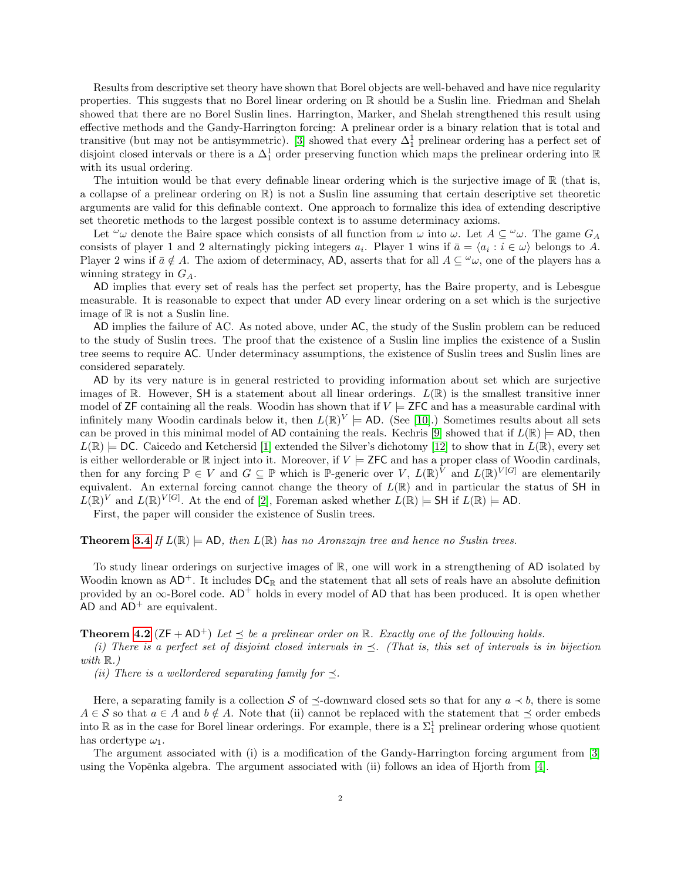Results from descriptive set theory have shown that Borel objects are well-behaved and have nice regularity properties. This suggests that no Borel linear ordering on $\mathbb{R}$ should be a Suslin line. Friedman and Shelah showed that there are no Borel Suslin lines. Harrington, Marker, and Shelah strengthened this result using effective methods and the Gandy-Harrington forcing: A prelinear order is a binary relation that is total and transitive (but may not be antisymmetric). [3] showed that every $\Delta^1_1$ prelinear ordering has a perfect set of disjoint closed intervals or there is a $\Delta^1_1$ order preserving function which maps the prelinear ordering into $\mathbb{R}$ with its usual ordering.

The intuition would be that every definable linear ordering which is the surjective image of $\mathbb{R}$ (that is, a collapse of a prelinear ordering on $\mathbb{R}$) is not a Suslin line assuming that certain descriptive set theoretic arguments are valid for this definable context. One approach to formalize this idea of extending descriptive set theoretic methods to the largest possible context is to assume determinacy axioms.

Let ${}^\omega\omega$ denote the Baire space which consists of all function from $\omega$ into $\omega$. Let $A \subseteq {}^\omega\omega$. The game $G_A$ consists of player 1 and 2 alternatingly picking integers $a_i$. Player 1 wins if $\bar{a} = \langle a_i : i \in \omega \rangle$ belongs to $A$. Player 2 wins if $\bar{a} \notin A$. The axiom of determinacy, $\mathsf{AD}$, asserts that for all $A \subseteq {}^\omega\omega$, one of the players has a winning strategy in $G_A$.

$\mathsf{AD}$ implies that every set of reals has the perfect set property, has the Baire property, and is Lebesgue measurable. It is reasonable to expect that under $\mathsf{AD}$ every linear ordering on a set which is the surjective image of $\mathbb{R}$ is not a Suslin line.

$\mathsf{AD}$ implies the failure of $\mathsf{AC}$. As noted above, under $\mathsf{AC}$, the study of the Suslin problem can be reduced to the study of Suslin trees. The proof that the existence of a Suslin line implies the existence of a Suslin tree seems to require $\mathsf{AC}$. Under determinacy assumptions, the existence of Suslin trees and Suslin lines are considered separately.

$\mathsf{AD}$ by its very nature is in general restricted to providing information about set which are surjective images of $\mathbb{R}$. However, $\mathsf{SH}$ is a statement about all linear orderings. $L(\mathbb{R})$ is the smallest transitive inner model of $\mathsf{ZF}$ containing all the reals. Woodin has shown that if $V \models \mathsf{ZFC}$ and has a measurable cardinal with infinitely many Woodin cardinals below it, then $L(\mathbb{R})^V \models \mathsf{AD}$. (See [10].) Sometimes results about all sets can be proved in this minimal model of $\mathsf{AD}$ containing the reals. Kechris [9] showed that if $L(\mathbb{R}) \models \mathsf{AD}$, then $L(\mathbb{R}) \models \mathsf{DC}$. Caicedo and Ketchersid [1] extended the Silver's dichotomy [12] to show that in $L(\mathbb{R})$, every set is either wellorderable or $\mathbb{R}$ inject into it. Moreover, if $V \models \mathsf{ZFC}$ and has a proper class of Woodin cardinals, then for any forcing $\mathbb{P} \in V$ and $G \subseteq \mathbb{P}$ which is $\mathbb{P}$-generic over $V$, $L(\mathbb{R})^V$ and $L(\mathbb{R})^{V[G]}$ are elementarily equivalent. An external forcing cannot change the theory of $L(\mathbb{R})$ and in particular the status of $\mathsf{SH}$ in $L(\mathbb{R})^V$ and $L(\mathbb{R})^{V[G]}$. At the end of [2], Foreman asked whether $L(\mathbb{R}) \models \mathsf{SH}$ if $L(\mathbb{R}) \models \mathsf{AD}$.

First, the paper will consider the existence of Suslin trees.

**Theorem 3.4** *If $L(\mathbb{R}) \models \mathsf{AD}$, then $L(\mathbb{R})$ has no Aronszajn tree and hence no Suslin trees.*

To study linear orderings on surjective images of $\mathbb{R}$, one will work in a strengthening of $\mathsf{AD}$ isolated by Woodin known as $\mathsf{AD}^+$. It includes $\mathsf{DC}_\mathbb{R}$ and the statement that all sets of reals have an absolute definition provided by an $\infty$-Borel code. $\mathsf{AD}^+$ holds in every model of $\mathsf{AD}$ that has been produced. It is open whether $\mathsf{AD}$ and $\mathsf{AD}^+$ are equivalent.

**Theorem 4.2** ($\mathsf{ZF} + \mathsf{AD}^+$) *Let $\preceq$ be a prelinear order on $\mathbb{R}$. Exactly one of the following holds.*

*(i) There is a perfect set of disjoint closed intervals in $\preceq$. (That is, this set of intervals is in bijection with $\mathbb{R}$.)*

*(ii) There is a wellordered separating family for $\preceq$.*

Here, a separating family is a collection $\mathcal{S}$ of $\preceq$-downward closed sets so that for any $a \prec b$, there is some $A \in \mathcal{S}$ so that $a \in A$ and $b \notin A$. Note that (ii) cannot be replaced with the statement that $\preceq$ order embeds into $\mathbb{R}$ as in the case for Borel linear orderings. For example, there is a $\Sigma^1_1$ prelinear ordering whose quotient has ordertype $\omega_1$.

The argument associated with (i) is a modification of the Gandy-Harrington forcing argument from [3] using the Vopěnka algebra. The argument associated with (ii) follows an idea of Hjorth from [4].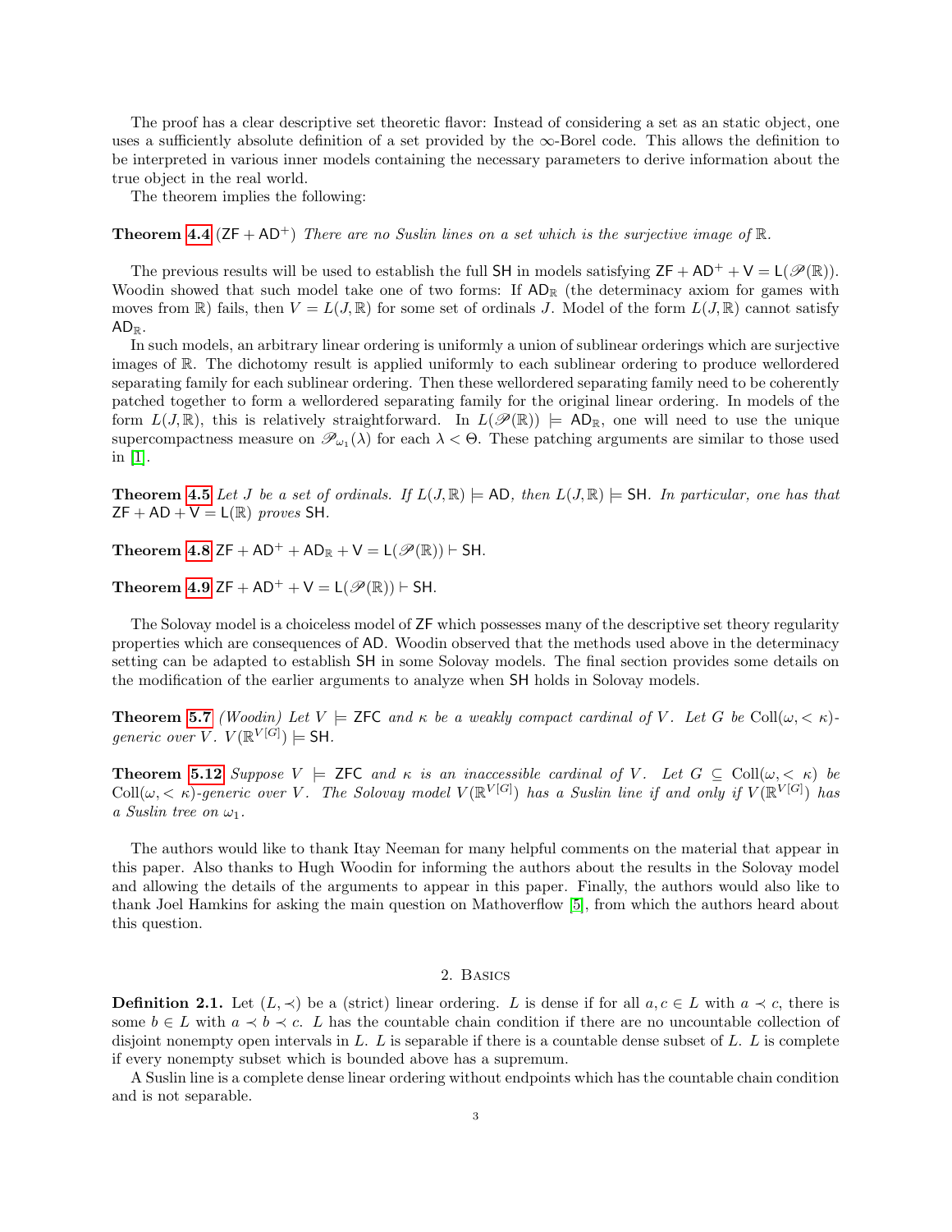The proof has a clear descriptive set theoretic flavor: Instead of considering a set as an static object, one uses a sufficiently absolute definition of a set provided by the $\infty$-Borel code. This allows the definition to be interpreted in various inner models containing the necessary parameters to derive information about the true object in the real world.

The theorem implies the following:

**Theorem 4.4** ($\mathsf{ZF} + \mathsf{AD}^+$) *There are no Suslin lines on a set which is the surjective image of $\mathbb{R}$.*

The previous results will be used to establish the full $\mathsf{SH}$ in models satisfying $\mathsf{ZF} + \mathsf{AD}^+ + \mathsf{V} = \mathsf{L}(\mathscr{P}(\mathbb{R}))$. Woodin showed that such model take one of two forms: If $\mathsf{AD}_\mathbb{R}$ (the determinacy axiom for games with moves from $\mathbb{R}$) fails, then $V = L(J, \mathbb{R})$ for some set of ordinals $J$. Model of the form $L(J, \mathbb{R})$ cannot satisfy $\mathsf{AD}_\mathbb{R}$.

In such models, an arbitrary linear ordering is uniformly a union of sublinear orderings which are surjective images of $\mathbb{R}$. The dichotomy result is applied uniformly to each sublinear ordering to produce wellordered separating family for each sublinear ordering. Then these wellordered separating family need to be coherently patched together to form a wellordered separating family for the original linear ordering. In models of the form $L(J, \mathbb{R})$, this is relatively straightforward. In $L(\mathscr{P}(\mathbb{R})) \models \mathsf{AD}_\mathbb{R}$, one will need to use the unique supercompactness measure on $\mathscr{P}_{\omega_1}(\lambda)$ for each $\lambda < \Theta$. These patching arguments are similar to those used in [1].

**Theorem 4.5** *Let $J$ be a set of ordinals. If $L(J, \mathbb{R}) \models \mathsf{AD}$, then $L(J, \mathbb{R}) \models \mathsf{SH}$. In particular, one has that $\mathsf{ZF} + \mathsf{AD} + \mathsf{V} = \mathsf{L}(\mathbb{R})$ proves $\mathsf{SH}$.*

**Theorem 4.8** $\mathsf{ZF} + \mathsf{AD}^+ + \mathsf{AD}_\mathbb{R} + \mathsf{V} = \mathsf{L}(\mathscr{P}(\mathbb{R})) \vdash \mathsf{SH}$.

**Theorem 4.9** $\mathsf{ZF} + \mathsf{AD}^+ + \mathsf{V} = \mathsf{L}(\mathscr{P}(\mathbb{R})) \vdash \mathsf{SH}$.

The Solovay model is a choiceless model of $\mathsf{ZF}$ which possesses many of the descriptive set theory regularity properties which are consequences of $\mathsf{AD}$. Woodin observed that the methods used above in the determinacy setting can be adapted to establish $\mathsf{SH}$ in some Solovay models. The final section provides some details on the modification of the earlier arguments to analyze when $\mathsf{SH}$ holds in Solovay models.

**Theorem 5.7** *(Woodin) Let $V \models \mathsf{ZFC}$ and $\kappa$ be a weakly compact cardinal of $V$. Let $G$ be $\text{Coll}(\omega, <\kappa)$-generic over $V$. $V(\mathbb{R}^{V[G]}) \models \mathsf{SH}$.*

**Theorem 5.12** *Suppose $V \models \mathsf{ZFC}$ and $\kappa$ is an inaccessible cardinal of $V$. Let $G \subseteq \text{Coll}(\omega, <\kappa)$ be $\text{Coll}(\omega, <\kappa)$-generic over $V$. The Solovay model $V(\mathbb{R}^{V[G]})$ has a Suslin line if and only if $V(\mathbb{R}^{V[G]})$ has a Suslin tree on $\omega_1$.*

The authors would like to thank Itay Neeman for many helpful comments on the material that appear in this paper. Also thanks to Hugh Woodin for informing the authors about the results in the Solovay model and allowing the details of the arguments to appear in this paper. Finally, the authors would also like to thank Joel Hamkins for asking the main question on Mathoverflow [5], from which the authors heard about this question.

## 2. Basics

**Definition 2.1.** Let $(L, \prec)$ be a (strict) linear ordering. $L$ is dense if for all $a, c \in L$ with $a \prec c$, there is some $b \in L$ with $a \prec b \prec c$. $L$ has the countable chain condition if there are no uncountable collection of disjoint nonempty open intervals in $L$. $L$ is separable if there is a countable dense subset of $L$. $L$ is complete if every nonempty subset which is bounded above has a supremum.

A Suslin line is a complete dense linear ordering without endpoints which has the countable chain condition and is not separable.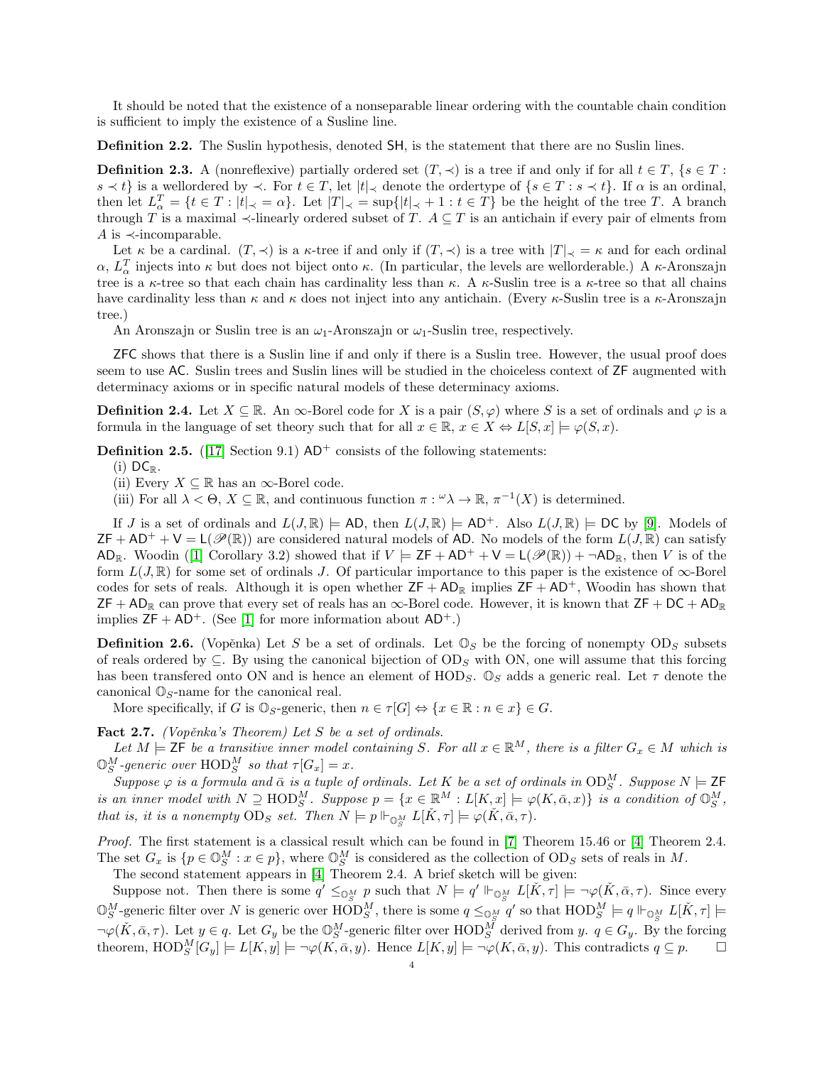It should be noted that the existence of a nonseparable linear ordering with the countable chain condition is sufficient to imply the existence of a Susline line.

**Definition 2.2.** The Suslin hypothesis, denoted $\mathsf{SH}$, is the statement that there are no Suslin lines.

**Definition 2.3.** A (nonreflexive) partially ordered set $(T, \prec)$ is a tree if and only if for all $t \in T$, $\{s \in T : s \prec t\}$ is a wellordered by $\prec$. For $t \in T$, let $|t|_\prec$ denote the ordertype of $\{s \in T : s \prec t\}$. If $\alpha$ is an ordinal, then let $L^T_\alpha = \{t \in T : |t|_\prec = \alpha\}$. Let $|T|_\prec = \sup\{|t|_\prec + 1 : t \in T\}$ be the height of the tree $T$. A branch through $T$ is a maximal $\prec$-linearly ordered subset of $T$. $A \subseteq T$ is an antichain if every pair of elments from $A$ is $\prec$-incomparable.

Let $\kappa$ be a cardinal. $(T, \prec)$ is a $\kappa$-tree if and only if $(T, \prec)$ is a tree with $|T|_\prec = \kappa$ and for each ordinal $\alpha$, $L^T_\alpha$ injects into $\kappa$ but does not biject onto $\kappa$. (In particular, the levels are wellorderable.) A $\kappa$-Aronszajn tree is a $\kappa$-tree so that each chain has cardinality less than $\kappa$. A $\kappa$-Suslin tree is a $\kappa$-tree so that all chains have cardinality less than $\kappa$ and $\kappa$ does not inject into any antichain. (Every $\kappa$-Suslin tree is a $\kappa$-Aronszajn tree.)

An Aronszajn or Suslin tree is an $\omega_1$-Aronszajn or $\omega_1$-Suslin tree, respectively.

$\mathsf{ZFC}$ shows that there is a Suslin line if and only if there is a Suslin tree. However, the usual proof does seem to use $\mathsf{AC}$. Suslin trees and Suslin lines will be studied in the choiceless context of $\mathsf{ZF}$ augmented with determinacy axioms or in specific natural models of these determinacy axioms.

**Definition 2.4.** Let $X \subseteq \mathbb{R}$. An $\infty$-Borel code for $X$ is a pair $(S, \varphi)$ where $S$ is a set of ordinals and $\varphi$ is a formula in the language of set theory such that for all $x \in \mathbb{R}$, $x \in X \Leftrightarrow L[S, x] \models \varphi(S, x)$.

**Definition 2.5.** ([17] Section 9.1) $\mathsf{AD}^+$ consists of the following statements:

(i) $\mathsf{DC}_\mathbb{R}$.

(ii) Every $X \subseteq \mathbb{R}$ has an $\infty$-Borel code.

(iii) For all $\lambda < \Theta$, $X \subseteq \mathbb{R}$, and continuous function $\pi : {}^\omega\lambda \to \mathbb{R}$, $\pi^{-1}(X)$ is determined.

If $J$ is a set of ordinals and $L(J, \mathbb{R}) \models \mathsf{AD}$, then $L(J, \mathbb{R}) \models \mathsf{AD}^+$. Also $L(J, \mathbb{R}) \models \mathsf{DC}$ by [9]. Models of $\mathsf{ZF} + \mathsf{AD}^+ + \mathsf{V} = \mathsf{L}(\mathscr{P}(\mathbb{R}))$ are considered natural models of $\mathsf{AD}$. No models of the form $L(J, \mathbb{R})$ can satisfy $\mathsf{AD}_\mathbb{R}$. Woodin ([1] Corollary 3.2) showed that if $V \models \mathsf{ZF} + \mathsf{AD}^+ + \mathsf{V} = \mathsf{L}(\mathscr{P}(\mathbb{R})) + \neg\mathsf{AD}_\mathbb{R}$, then $V$ is of the form $L(J, \mathbb{R})$ for some set of ordinals $J$. Of particular importance to this paper is the existence of $\infty$-Borel codes for sets of reals. Although it is open whether $\mathsf{ZF} + \mathsf{AD}_\mathbb{R}$ implies $\mathsf{ZF} + \mathsf{AD}^+$, Woodin has shown that $\mathsf{ZF} + \mathsf{AD}_\mathbb{R}$ can prove that every set of reals has an $\infty$-Borel code. However, it is known that $\mathsf{ZF} + \mathsf{DC} + \mathsf{AD}_\mathbb{R}$ implies $\mathsf{ZF} + \mathsf{AD}^+$. (See [1] for more information about $\mathsf{AD}^+$.)

**Definition 2.6.** (Vopěnka) Let $S$ be a set of ordinals. Let $\mathbb{O}_S$ be the forcing of nonempty $\mathrm{OD}_S$ subsets of reals ordered by $\subseteq$. By using the canonical bijection of $\mathrm{OD}_S$ with ON, one will assume that this forcing has been transfered onto ON and is hence an element of $\mathrm{HOD}_S$. $\mathbb{O}_S$ adds a generic real. Let $\tau$ denote the canonical $\mathbb{O}_S$-name for the canonical real.

More specifically, if $G$ is $\mathbb{O}_S$-generic, then $n \in \tau[G] \Leftrightarrow \{x \in \mathbb{R} : n \in x\} \in G$.

**Fact 2.7.** *(Vopěnka's Theorem) Let $S$ be a set of ordinals.*

*Let $M \models \mathsf{ZF}$ be a transitive inner model containing $S$. For all $x \in \mathbb{R}^M$, there is a filter $G_x \in M$ which is $\mathbb{O}^M_S$-generic over $\mathrm{HOD}^M_S$ so that $\tau[G_x] = x$.*

*Suppose $\varphi$ is a formula and $\bar\alpha$ is a tuple of ordinals. Let $K$ be a set of ordinals in $\mathrm{OD}^M_S$. Suppose $N \models \mathsf{ZF}$ is an inner model with $N \supseteq \mathrm{HOD}^M_S$. Suppose $p = \{x \in \mathbb{R}^M : L[K, x] \models \varphi(K, \bar\alpha, x)\}$ is a condition of $\mathbb{O}^M_S$, that is, it is a nonempty $\mathrm{OD}_S$ set. Then $N \models p \Vdash_{\mathbb{O}^M_S} L[\check K, \tau] \models \varphi(\check K, \bar\alpha, \tau)$.*

*Proof.* The first statement is a classical result which can be found in [7] Theorem 15.46 or [4] Theorem 2.4. The set $G_x$ is $\{p \in \mathbb{O}^M_S : x \in p\}$, where $\mathbb{O}^M_S$ is considered as the collection of $\mathrm{OD}_S$ sets of reals in $M$.

The second statement appears in [4] Theorem 2.4. A brief sketch will be given:

Suppose not. Then there is some $q' \leq_{\mathbb{O}^M_S} p$ such that $N \models q' \Vdash_{\mathbb{O}^M_S} L[\check K, \tau] \models \neg\varphi(\check K, \bar\alpha, \tau)$. Since every $\mathbb{O}^M_S$-generic filter over $N$ is generic over $\mathrm{HOD}^M_S$, there is some $q \leq_{\mathbb{O}^M_S} q'$ so that $\mathrm{HOD}^M_S \models q \Vdash_{\mathbb{O}^M_S} L[\check K, \tau] \models \neg\varphi(\check K, \bar\alpha, \tau)$. Let $y \in q$. Let $G_y$ be the $\mathbb{O}^M_S$-generic filter over $\mathrm{HOD}^M_S$ derived from $y$. $q \in G_y$. By the forcing theorem, $\mathrm{HOD}^M_S[G_y] \models L[K, y] \models \neg\varphi(K, \bar\alpha, y)$. Hence $L[K, y] \models \neg\varphi(K, \bar\alpha, y)$. This contradicts $q \subseteq p$. $\square$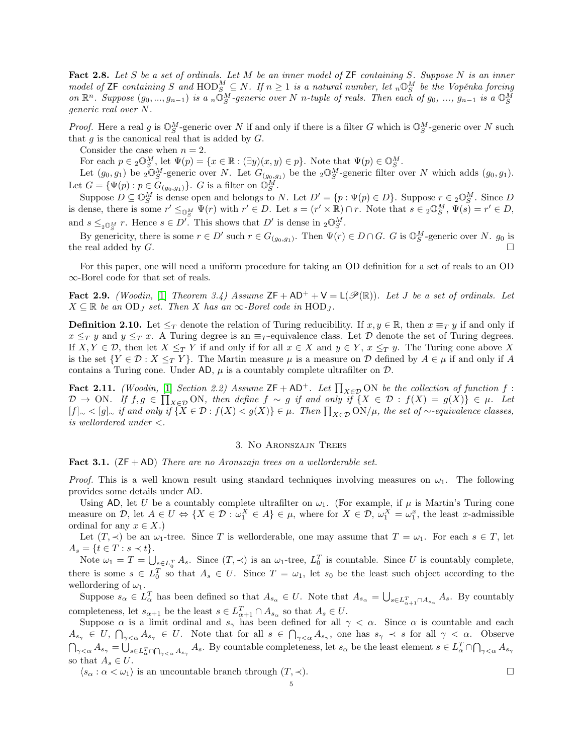**Fact 2.8.** *Let $S$ be a set of ordinals. Let $M$ be an inner model of $\mathsf{ZF}$ containing $S$. Suppose $N$ is an inner model of $\mathsf{ZF}$ containing $S$ and $\mathrm{HOD}_S^M \subseteq N$. If $n \geq 1$ is a natural number, let ${}_n\mathbb{O}_S^M$ be the Vopěnka forcing on $\mathbb{R}^n$. Suppose $(g_0, ..., g_{n-1})$ is a ${}_n\mathbb{O}_S^M$-generic over $N$ $n$-tuple of reals. Then each of $g_0$, ..., $g_{n-1}$ is a $\mathbb{O}_S^M$ generic real over $N$.*

*Proof.* Here a real $g$ is $\mathbb{O}_S^M$-generic over $N$ if and only if there is a filter $G$ which is $\mathbb{O}_S^M$-generic over $N$ such that $g$ is the canonical real that is added by $G$.

Consider the case when $n = 2$.

For each $p \in {}_2\mathbb{O}_S^M$, let $\Psi(p) = \{x \in \mathbb{R} : (\exists y)(x, y) \in p\}$. Note that $\Psi(p) \in \mathbb{O}_S^M$.

Let $(g_0, g_1)$ be ${}_2\mathbb{O}_S^M$-generic over $N$. Let $G_{(g_0,g_1)}$ be the ${}_2\mathbb{O}_S^M$-generic filter over $N$ which adds $(g_0, g_1)$. Let $G = \{\Psi(p) : p \in G_{(g_0,g_1)}\}$. $G$ is a filter on $\mathbb{O}_S^M$.

Suppose $D \subseteq \mathbb{O}_S^M$ is dense open and belongs to $N$. Let $D' = \{p : \Psi(p) \in D\}$. Suppose $r \in {}_2\mathbb{O}_S^M$. Since $D$ is dense, there is some $r' \leq_{\mathbb{O}_S^M} \Psi(r)$ with $r' \in D$. Let $s = (r' \times \mathbb{R}) \cap r$. Note that $s \in {}_2\mathbb{O}_S^M$, $\Psi(s) = r' \in D$, and $s \leq_{{}_2\mathbb{O}_S^M} r$. Hence $s \in D'$. This shows that $D'$ is dense in ${}_2\mathbb{O}_S^M$.

By genericity, there is some $r \in D'$ such $r \in G_{(g_0,g_1)}$. Then $\Psi(r) \in D \cap G$. $G$ is $\mathbb{O}_S^M$-generic over $N$. $g_0$ is the real added by $G$. $\square$

For this paper, one will need a uniform procedure for taking an OD definition for a set of reals to an OD $\infty$-Borel code for that set of reals.

**Fact 2.9.** *(Woodin, [1] Theorem 3.4) Assume $\mathsf{ZF} + \mathsf{AD}^+ + \mathsf{V} = \mathsf{L}(\mathscr{P}(\mathbb{R}))$. Let $J$ be a set of ordinals. Let $X \subseteq \mathbb{R}$ be an $\mathrm{OD}_J$ set. Then $X$ has an $\infty$-Borel code in $\mathrm{HOD}_J$.*

**Definition 2.10.** Let $\leq_T$ denote the relation of Turing reducibility. If $x, y \in \mathbb{R}$, then $x \equiv_T y$ if and only if $x \leq_T y$ and $y \leq_T x$. A Turing degree is an $\equiv_T$-equivalence class. Let $\mathcal{D}$ denote the set of Turing degrees. If $X, Y \in \mathcal{D}$, then let $X \leq_T Y$ if and only if for all $x \in X$ and $y \in Y$, $x \leq_T y$. The Turing cone above $X$ is the set $\{Y \in \mathcal{D} : X \leq_T Y\}$. The Martin measure $\mu$ is a measure on $\mathcal{D}$ defined by $A \in \mu$ if and only if $A$ contains a Turing cone. Under $\mathsf{AD}$, $\mu$ is a countably complete ultrafilter on $\mathcal{D}$.

**Fact 2.11.** *(Woodin, [1] Section 2.2) Assume $\mathsf{ZF} + \mathsf{AD}^+$. Let $\prod_{X \in \mathcal{D}} \mathrm{ON}$ be the collection of function $f : \mathcal{D} \to \mathrm{ON}$. If $f, g \in \prod_{X \in \mathcal{D}} \mathrm{ON}$, then define $f \sim g$ if and only if $\{X \in \mathcal{D} : f(X) = g(X)\} \in \mu$. Let $[f]_\sim < [g]_\sim$ if and only if $\{X \in \mathcal{D} : f(X) < g(X)\} \in \mu$. Then $\prod_{X \in \mathcal{D}} \mathrm{ON}/\mu$, the set of $\sim$-equivalence classes, is wellordered under $<$.*

## 3. No Aronszajn Trees

**Fact 3.1.** ($\mathsf{ZF} + \mathsf{AD}$) *There are no Aronszajn trees on a wellorderable set.*

*Proof.* This is a well known result using standard techniques involving measures on $\omega_1$. The following provides some details under $\mathsf{AD}$.

Using $\mathsf{AD}$, let $U$ be a countably complete ultrafilter on $\omega_1$. (For example, if $\mu$ is Martin's Turing cone measure on $\mathcal{D}$, let $A \in U \Leftrightarrow \{X \in \mathcal{D} : \omega_1^X \in A\} \in \mu$, where for $X \in \mathcal{D}$, $\omega_1^X = \omega_1^x$, the least $x$-admissible ordinal for any $x \in X$.)

Let $(T, \prec)$ be an $\omega_1$-tree. Since $T$ is wellorderable, one may assume that $T = \omega_1$. For each $s \in T$, let $A_s = \{t \in T : s \prec t\}$.

Note $\omega_1 = T = \bigcup_{s \in L_0^T} A_s$. Since $(T, \prec)$ is an $\omega_1$-tree, $L_0^T$ is countable. Since $U$ is countably complete, there is some $s \in L_0^T$ so that $A_s \in U$. Since $T = \omega_1$, let $s_0$ be the least such object according to the wellordering of $\omega_1$.

Suppose $s_\alpha \in L_\alpha^T$ has been defined so that $A_{s_\alpha} \in U$. Note that $A_{s_\alpha} = \bigcup_{s \in L_{\alpha+1}^T \cap A_{s_\alpha}} A_s$. By countably completeness, let $s_{\alpha+1}$ be the least $s \in L_{\alpha+1}^T \cap A_{s_\alpha}$ so that $A_s \in U$.

Suppose $\alpha$ is a limit ordinal and $s_\gamma$ has been defined for all $\gamma < \alpha$. Since $\alpha$ is countable and each $A_{s_\gamma} \in U$, $\bigcap_{\gamma<\alpha} A_{s_\gamma} \in U$. Note that for all $s \in \bigcap_{\gamma<\alpha} A_{s_\gamma}$, one has $s_\gamma \prec s$ for all $\gamma < \alpha$. Observe $\bigcap_{\gamma<\alpha} A_{s_\gamma} = \bigcup_{s \in L_\alpha^T \cap \bigcap_{\gamma<\alpha} A_{s_\gamma}} A_s$. By countable completeness, let $s_\alpha$ be the least element $s \in L_\alpha^T \cap \bigcap_{\gamma<\alpha} A_{s_\gamma}$ so that $A_s \in U$.

$\langle s_\alpha : \alpha < \omega_1 \rangle$ is an uncountable branch through $(T, \prec)$. $\square$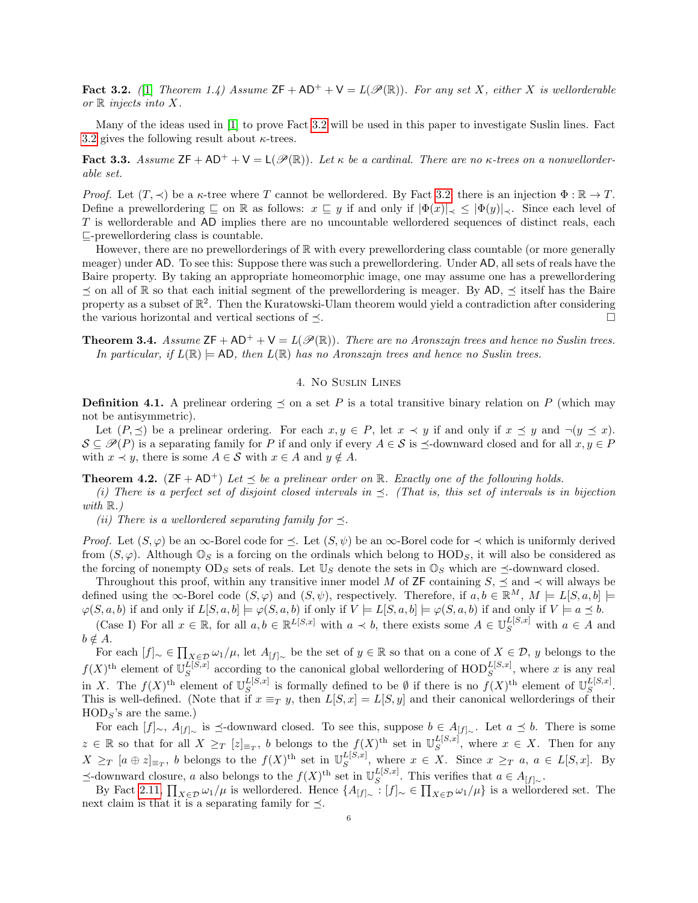**Fact 3.2.** ([1] *Theorem 1.4) Assume* $\mathsf{ZF} + \mathsf{AD}^+ + \mathsf{V} = L(\mathscr{P}(\mathbb{R}))$. *For any set* $X$, *either* $X$ *is wellorderable or* $\mathbb{R}$ *injects into* $X$.

Many of the ideas used in [1] to prove Fact 3.2 will be used in this paper to investigate Suslin lines. Fact 3.2 gives the following result about $\kappa$-trees.

**Fact 3.3.** *Assume* $\mathsf{ZF} + \mathsf{AD}^+ + \mathsf{V} = \mathsf{L}(\mathscr{P}(\mathbb{R}))$. *Let* $\kappa$ *be a cardinal. There are no* $\kappa$*-trees on a nonwellorderable set.*

*Proof.* Let $(T, \prec)$ be a $\kappa$-tree where $T$ cannot be wellordered. By Fact 3.2, there is an injection $\Phi : \mathbb{R} \to T$. Define a prewellordering $\sqsubseteq$ on $\mathbb{R}$ as follows: $x \sqsubseteq y$ if and only if $|\Phi(x)|_\prec \leq |\Phi(y)|_\prec$. Since each level of $T$ is wellorderable and $\mathsf{AD}$ implies there are no uncountable wellordered sequences of distinct reals, each $\sqsubseteq$-prewellordering class is countable.

However, there are no prewellorderings of $\mathbb{R}$ with every prewellordering class countable (or more generally meager) under $\mathsf{AD}$. To see this: Suppose there was such a prewellordering. Under $\mathsf{AD}$, all sets of reals have the Baire property. By taking an appropriate homeomorphic image, one may assume one has a prewellordering $\preceq$ on all of $\mathbb{R}$ so that each initial segment of the prewellordering is meager. By $\mathsf{AD}$, $\preceq$ itself has the Baire property as a subset of $\mathbb{R}^2$. Then the Kuratowski-Ulam theorem would yield a contradiction after considering the various horizontal and vertical sections of $\preceq$. $\square$

**Theorem 3.4.** *Assume* $\mathsf{ZF} + \mathsf{AD}^+ + \mathsf{V} = L(\mathscr{P}(\mathbb{R}))$. *There are no Aronszajn trees and hence no Suslin trees. In particular, if* $L(\mathbb{R}) \models \mathsf{AD}$, *then* $L(\mathbb{R})$ *has no Aronszajn trees and hence no Suslin trees.*

## 4. No Suslin Lines

**Definition 4.1.** A prelinear ordering $\preceq$ on a set $P$ is a total transitive binary relation on $P$ (which may not be antisymmetric).

Let $(P, \preceq)$ be a prelinear ordering. For each $x, y \in P$, let $x \prec y$ if and only if $x \preceq y$ and $\neg(y \preceq x)$. $\mathcal{S} \subseteq \mathscr{P}(P)$ is a separating family for $P$ if and only if every $A \in \mathcal{S}$ is $\preceq$-downward closed and for all $x, y \in P$ with $x \prec y$, there is some $A \in \mathcal{S}$ with $x \in A$ and $y \notin A$.

**Theorem 4.2.** ($\mathsf{ZF} + \mathsf{AD}^+$) *Let* $\preceq$ *be a prelinear order on* $\mathbb{R}$. *Exactly one of the following holds.*

*(i) There is a perfect set of disjoint closed intervals in* $\preceq$. *(That is, this set of intervals is in bijection with* $\mathbb{R}$.*)*

*(ii) There is a wellordered separating family for* $\preceq$.

*Proof.* Let $(S, \varphi)$ be an $\infty$-Borel code for $\preceq$. Let $(S, \psi)$ be an $\infty$-Borel code for $\prec$ which is uniformly derived from $(S, \varphi)$. Although $\mathbb{O}_S$ is a forcing on the ordinals which belong to $\mathrm{HOD}_S$, it will also be considered as the forcing of nonempty $\mathrm{OD}_S$ sets of reals. Let $\mathbb{U}_S$ denote the sets in $\mathbb{O}_S$ which are $\preceq$-downward closed.

Throughout this proof, within any transitive inner model $M$ of $\mathsf{ZF}$ containing $S$, $\preceq$ and $\prec$ will always be defined using the $\infty$-Borel code $(S, \varphi)$ and $(S, \psi)$, respectively. Therefore, if $a, b \in \mathbb{R}^M$, $M \models L[S, a, b] \models \varphi(S, a, b)$ if and only if $L[S, a, b] \models \varphi(S, a, b)$ if only if $V \models L[S, a, b] \models \varphi(S, a, b)$ if and only if $V \models a \preceq b$.

(Case I) For all $x \in \mathbb{R}$, for all $a, b \in \mathbb{R}^{L[S,x]}$ with $a \prec b$, there exists some $A \in \mathbb{U}_S^{L[S,x]}$ with $a \in A$ and $b \notin A$.

For each $[f]_\sim \in \prod_{X \in \mathcal{D}} \omega_1 / \mu$, let $A_{[f]_\sim}$ be the set of $y \in \mathbb{R}$ so that on a cone of $X \in \mathcal{D}$, $y$ belongs to the $f(X)^{\text{th}}$ element of $\mathbb{U}_S^{L[S,x]}$ according to the canonical global wellordering of $\mathrm{HOD}_S^{L[S,x]}$, where $x$ is any real in $X$. The $f(X)^{\text{th}}$ element of $\mathbb{U}_S^{L[S,x]}$ is formally defined to be $\emptyset$ if there is no $f(X)^{\text{th}}$ element of $\mathbb{U}_S^{L[S,x]}$. This is well-defined. (Note that if $x \equiv_T y$, then $L[S, x] = L[S, y]$ and their canonical wellorderings of their $\mathrm{HOD}_S$'s are the same.)

For each $[f]_\sim$, $A_{[f]_\sim}$ is $\preceq$-downward closed. To see this, suppose $b \in A_{[f]_\sim}$. Let $a \preceq b$. There is some $z \in \mathbb{R}$ so that for all $X \geq_T [z]_{\equiv_T}$, $b$ belongs to the $f(X)^{\text{th}}$ set in $\mathbb{U}_S^{L[S,x]}$, where $x \in X$. Then for any $X \geq_T [a \oplus z]_{\equiv_T}$, $b$ belongs to the $f(X)^{\text{th}}$ set in $\mathbb{U}_S^{L[S,x]}$, where $x \in X$. Since $x \geq_T a$, $a \in L[S, x]$. By $\preceq$-downward closure, $a$ also belongs to the $f(X)^{\text{th}}$ set in $\mathbb{U}_S^{L[S,x]}$. This verifies that $a \in A_{[f]_\sim}$.

By Fact 2.11, $\prod_{X \in \mathcal{D}} \omega_1 / \mu$ is wellordered. Hence $\{A_{[f]_\sim} : [f]_\sim \in \prod_{X \in \mathcal{D}} \omega_1 / \mu\}$ is a wellordered set. The next claim is that it is a separating family for $\preceq$.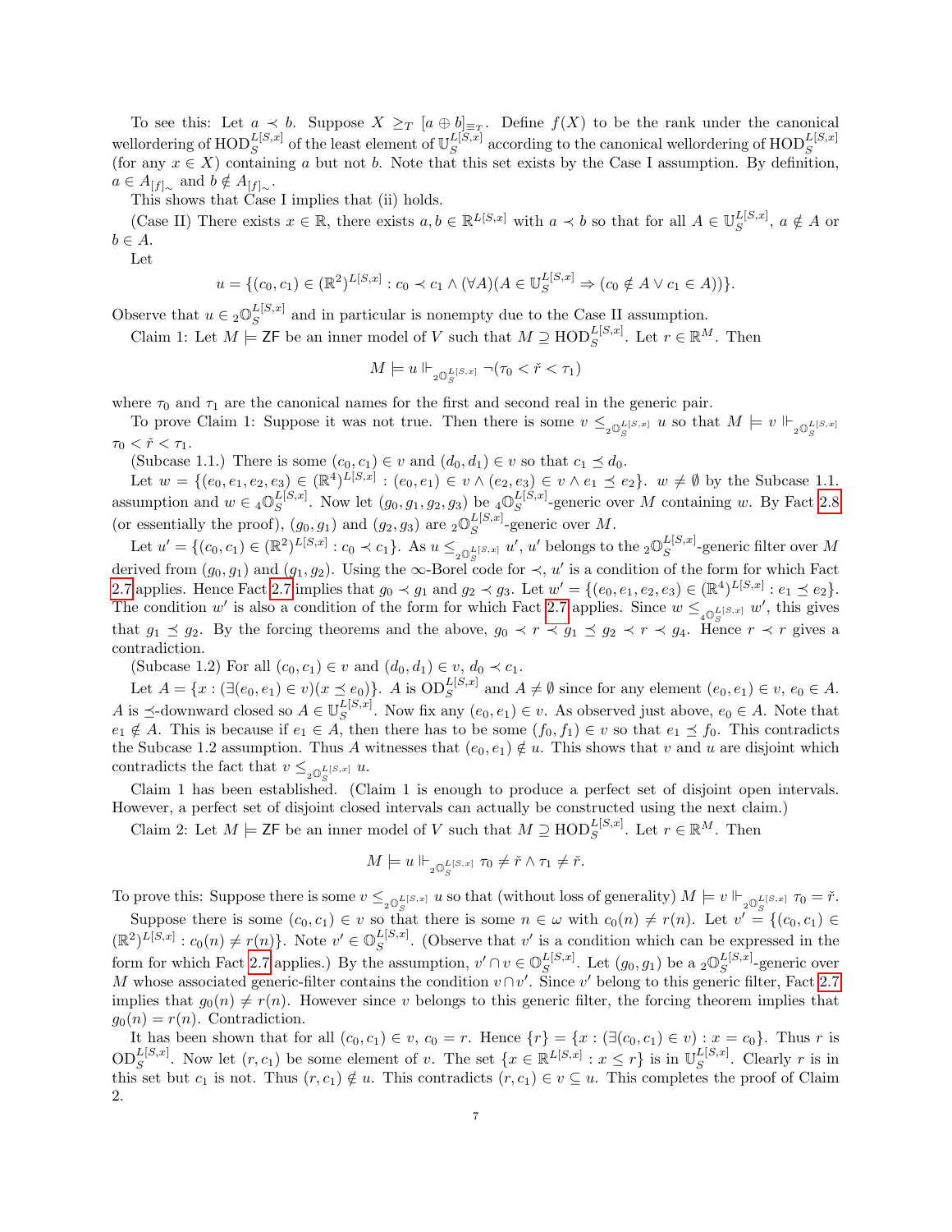To see this: Let $a \prec b$. Suppose $X \geq_T [a \oplus b]_{\equiv_T}$. Define $f(X)$ to be the rank under the canonical wellordering of $\mathrm{HOD}_S^{L[S,x]}$ of the least element of $\mathbb{U}_S^{L[S,x]}$ according to the canonical wellordering of $\mathrm{HOD}_S^{L[S,x]}$ (for any $x \in X$) containing $a$ but not $b$. Note that this set exists by the Case I assumption. By definition, $a \in A_{[f]_\sim}$ and $b \notin A_{[f]_\sim}$.

This shows that Case I implies that (ii) holds.

(Case II) There exists $x \in \mathbb{R}$, there exists $a, b \in \mathbb{R}^{L[S,x]}$ with $a \prec b$ so that for all $A \in \mathbb{U}_S^{L[S,x]}$, $a \notin A$ or $b \in A$.

Let

$$u = \{(c_0, c_1) \in (\mathbb{R}^2)^{L[S,x]} : c_0 \prec c_1 \wedge (\forall A)(A \in \mathbb{U}_S^{L[S,x]} \Rightarrow (c_0 \notin A \vee c_1 \in A))\}.$$

Observe that $u \in {}_2\mathbb{O}_S^{L[S,x]}$ and in particular is nonempty due to the Case II assumption.

Claim 1: Let $M \models \mathsf{ZF}$ be an inner model of $V$ such that $M \supseteq \mathrm{HOD}_S^{L[S,x]}$. Let $r \in \mathbb{R}^M$. Then

$$M \models u \Vdash_{{}_2\mathbb{O}_S^{L[S,x]}} \neg(\tau_0 < \check{r} < \tau_1)$$

where $\tau_0$ and $\tau_1$ are the canonical names for the first and second real in the generic pair.

To prove Claim 1: Suppose it was not true. Then there is some $v \leq_{{}_2\mathbb{O}_S^{L[S,x]}} u$ so that $M \models v \Vdash_{{}_2\mathbb{O}_S^{L[S,x]}} \tau_0 < \check{r} < \tau_1$.

(Subcase 1.1.) There is some $(c_0, c_1) \in v$ and $(d_0, d_1) \in v$ so that $c_1 \preceq d_0$.

Let $w = \{(e_0, e_1, e_2, e_3) \in (\mathbb{R}^4)^{L[S,x]} : (e_0, e_1) \in v \wedge (e_2, e_3) \in v \wedge e_1 \preceq e_2\}$. $w \neq \emptyset$ by the Subcase 1.1. assumption and $w \in {}_4\mathbb{O}_S^{L[S,x]}$. Now let $(g_0, g_1, g_2, g_3)$ be a ${}_4\mathbb{O}_S^{L[S,x]}$-generic over $M$ containing $w$. By Fact 2.8 (or essentially the proof), $(g_0, g_1)$ and $(g_2, g_3)$ are ${}_2\mathbb{O}_S^{L[S,x]}$-generic over $M$.

Let $u' = \{(c_0, c_1) \in (\mathbb{R}^2)^{L[S,x]} : c_0 \prec c_1\}$. As $u \leq_{{}_2\mathbb{O}_S^{L[S,x]}} u'$, $u'$ belongs to the ${}_2\mathbb{O}_S^{L[S,x]}$-generic filter over $M$ derived from $(g_0, g_1)$ and $(g_1, g_2)$. Using the $\infty$-Borel code for $\prec$, $u'$ is a condition of the form for which Fact 2.7 applies. Hence Fact 2.7 implies that $g_0 \prec g_1$ and $g_2 \prec g_3$. Let $w' = \{(e_0, e_1, e_2, e_3) \in (\mathbb{R}^4)^{L[S,x]} : e_1 \preceq e_2\}$. The condition $w'$ is also a condition of the form for which Fact 2.7 applies. Since $w \leq_{{}_4\mathbb{O}_S^{L[S,x]}} w'$, this gives that $g_1 \preceq g_2$. By the forcing theorems and the above, $g_0 \prec r \prec g_1 \preceq g_2 \prec r \prec g_4$. Hence $r \prec r$ gives a contradiction.

(Subcase 1.2) For all $(c_0, c_1) \in v$ and $(d_0, d_1) \in v$, $d_0 \prec c_1$.

Let $A = \{x : (\exists (e_0, e_1) \in v)(x \preceq e_0)\}$. $A$ is $\mathrm{OD}_S^{L[S,x]}$ and $A \neq \emptyset$ since for any element $(e_0, e_1) \in v$, $e_0 \in A$. $A$ is $\preceq$-downward closed so $A \in \mathbb{U}_S^{L[S,x]}$. Now fix any $(e_0, e_1) \in v$. As observed just above, $e_0 \in A$. Note that $e_1 \notin A$. This is because if $e_1 \in A$, then there has to be some $(f_0, f_1) \in v$ so that $e_1 \preceq f_0$. This contradicts the Subcase 1.2 assumption. Thus $A$ witnesses that $(e_0, e_1) \notin u$. This shows that $v$ and $u$ are disjoint which contradicts the fact that $v \leq_{{}_2\mathbb{O}_S^{L[S,x]}} u$.

Claim 1 has been established. (Claim 1 is enough to produce a perfect set of disjoint open intervals. However, a perfect set of disjoint closed intervals can actually be constructed using the next claim.)

Claim 2: Let $M \models \mathsf{ZF}$ be an inner model of $V$ such that $M \supseteq \mathrm{HOD}_S^{L[S,x]}$. Let $r \in \mathbb{R}^M$. Then

$$M \models u \Vdash_{{}_2\mathbb{O}_S^{L[S,x]}} \tau_0 \neq \check{r} \wedge \tau_1 \neq \check{r}.$$

To prove this: Suppose there is some $v \leq_{{}_2\mathbb{O}_S^{L[S,x]}} u$ so that (without loss of generality) $M \models v \Vdash_{{}_2\mathbb{O}_S^{L[S,x]}} \tau_0 = \check{r}$.

Suppose there is some $(c_0, c_1) \in v$ so that there is some $n \in \omega$ with $c_0(n) \neq r(n)$. Let $v' = \{(c_0, c_1) \in (\mathbb{R}^2)^{L[S,x]} : c_0(n) \neq r(n)\}$. Note $v' \in \mathbb{O}_S^{L[S,x]}$. (Observe that $v'$ is a condition which can be expressed in the form for which Fact 2.7 applies.) By the assumption, $v' \cap v \in \mathbb{O}_S^{L[S,x]}$. Let $(g_0, g_1)$ be a ${}_2\mathbb{O}_S^{L[S,x]}$-generic over $M$ whose associated generic-filter contains the condition $v \cap v'$. Since $v'$ belong to this generic filter, Fact 2.7 implies that $g_0(n) \neq r(n)$. However since $v$ belongs to this generic filter, the forcing theorem implies that $g_0(n) = r(n)$. Contradiction.

It has been shown that for all $(c_0, c_1) \in v$, $c_0 = r$. Hence $\{r\} = \{x : (\exists (c_0, c_1) \in v) : x = c_0\}$. Thus $r$ is $\mathrm{OD}_S^{L[S,x]}$. Now let $(r, c_1)$ be some element of $v$. The set $\{x \in \mathbb{R}^{L[S,x]} : x \leq r\}$ is in $\mathbb{U}_S^{L[S,x]}$. Clearly $r$ is in this set but $c_1$ is not. Thus $(r, c_1) \notin u$. This contradicts $(r, c_1) \in v \subseteq u$. This completes the proof of Claim 2.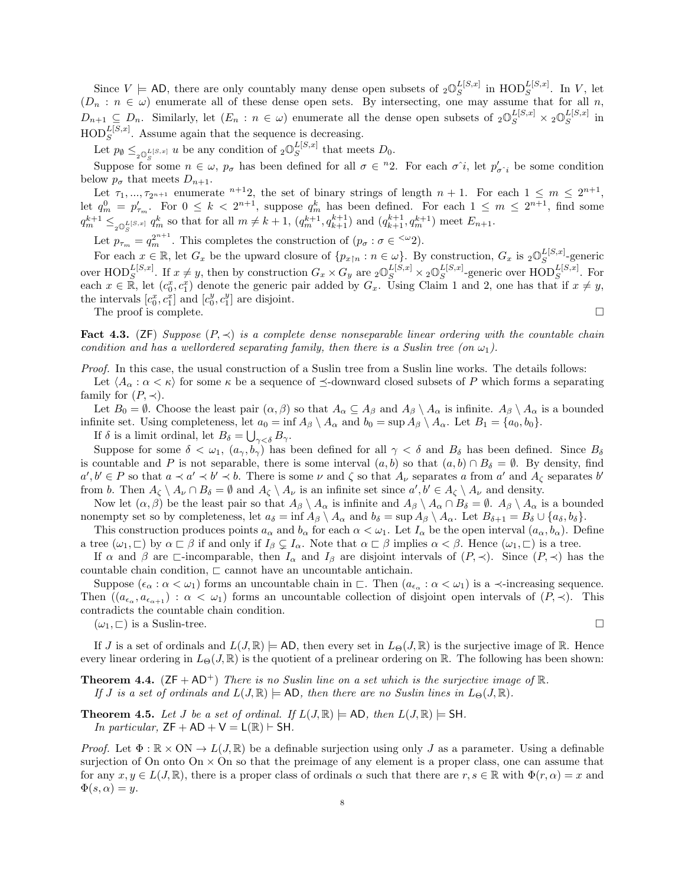Since $V \models \mathsf{AD}$, there are only countably many dense open subsets of ${}_2\mathbb{O}_S^{L[S,x]}$ in $\mathrm{HOD}_S^{L[S,x]}$. In $V$, let $(D_n : n \in \omega)$ enumerate all of these dense open sets. By intersecting, one may assume that for all $n$, $D_{n+1} \subseteq D_n$. Similarly, let $(E_n : n \in \omega)$ enumerate all the dense open subsets of ${}_2\mathbb{O}_S^{L[S,x]} \times {}_2\mathbb{O}_S^{L[S,x]}$ in $\mathrm{HOD}_S^{L[S,x]}$. Assume again that the sequence is decreasing.

Let $p_\emptyset \leq_{{}_2\mathbb{O}_S^{L[S,x]}} u$ be any condition of ${}_2\mathbb{O}_S^{L[S,x]}$ that meets $D_0$.

Suppose for some $n \in \omega$, $p_\sigma$ has been defined for all $\sigma \in {}^n 2$. For each $\sigma\hat{\ }i$, let $p'_{\sigma\hat{\ }i}$ be some condition below $p_\sigma$ that meets $D_{n+1}$.

Let $\tau_1, ..., \tau_{2^{n+1}}$ enumerate ${}^{n+1}2$, the set of binary strings of length $n+1$. For each $1 \leq m \leq 2^{n+1}$, let $q_m^0 = p'_{\tau_m}$. For $0 \leq k < 2^{n+1}$, suppose $q_m^k$ has been defined. For each $1 \leq m \leq 2^{n+1}$, find some $q_m^{k+1} \leq_{{}_2\mathbb{O}_S^{L[S,x]}} q_m^k$ so that for all $m \neq k+1$, $(q_m^{k+1}, q_{k+1}^{k+1})$ and $(q_{k+1}^{k+1}, q_m^{k+1})$ meet $E_{n+1}$.

Let $p_{\tau_m} = q_m^{2^{n+1}}$. This completes the construction of $(p_\sigma : \sigma \in {}^{<\omega}2)$.

For each $x \in \mathbb{R}$, let $G_x$ be the upward closure of $\{p_{x \restriction n} : n \in \omega\}$. By construction, $G_x$ is ${}_2\mathbb{O}_S^{L[S,x]}$-generic over $\mathrm{HOD}_S^{L[S,x]}$. If $x \neq y$, then by construction $G_x \times G_y$ are ${}_2\mathbb{O}_S^{L[S,x]} \times {}_2\mathbb{O}_S^{L[S,x]}$-generic over $\mathrm{HOD}_S^{L[S,x]}$. For each $x \in \mathbb{R}$, let $(c_0^x, c_1^x)$ denote the generic pair added by $G_x$. Using Claim 1 and 2, one has that if $x \neq y$, the intervals $[c_0^x, c_1^x]$ and $[c_0^y, c_1^y]$ are disjoint.

The proof is complete. $\square$

**Fact 4.3.** ($\mathsf{ZF}$) *Suppose $(P, \prec)$ is a complete dense nonseparable linear ordering with the countable chain condition and has a wellordered separating family, then there is a Suslin tree (on $\omega_1$).*

*Proof.* In this case, the usual construction of a Suslin tree from a Suslin line works. The details follows:

Let $\langle A_\alpha : \alpha < \kappa\rangle$ for some $\kappa$ be a sequence of $\preceq$-downward closed subsets of $P$ which forms a separating family for $(P, \prec)$.

Let $B_0 = \emptyset$. Choose the least pair $(\alpha, \beta)$ so that $A_\alpha \subseteq A_\beta$ and $A_\beta \setminus A_\alpha$ is infinite. $A_\beta \setminus A_\alpha$ is a bounded infinite set. Using completeness, let $a_0 = \inf A_\beta \setminus A_\alpha$ and $b_0 = \sup A_\beta \setminus A_\alpha$. Let $B_1 = \{a_0, b_0\}$.

If $\delta$ is a limit ordinal, let $B_\delta = \bigcup_{\gamma < \delta} B_\gamma$.

Suppose for some $\delta < \omega_1$, $(a_\gamma, b_\gamma)$ has been defined for all $\gamma < \delta$ and $B_\delta$ has been defined. Since $B_\delta$ is countable and $P$ is not separable, there is some interval $(a, b)$ so that $(a, b) \cap B_\delta = \emptyset$. By density, find $a', b' \in P$ so that $a \prec a' \prec b' \prec b$. There is some $\nu$ and $\zeta$ so that $A_\nu$ separates $a$ from $a'$ and $A_\zeta$ separates $b'$ from $b$. Then $A_\zeta \setminus A_\nu \cap B_\delta = \emptyset$ and $A_\zeta \setminus A_\nu$ is an infinite set since $a', b' \in A_\zeta \setminus A_\nu$ and density.

Now let $(\alpha, \beta)$ be the least pair so that $A_\beta \setminus A_\alpha$ is infinite and $A_\beta \setminus A_\alpha \cap B_\delta = \emptyset$. $A_\beta \setminus A_\alpha$ is a bounded nonempty set so by completeness, let $a_\delta = \inf A_\beta \setminus A_\alpha$ and $b_\delta = \sup A_\beta \setminus A_\alpha$. Let $B_{\delta+1} = B_\delta \cup \{a_\delta, b_\delta\}$.

This construction produces points $a_\alpha$ and $b_\alpha$ for each $\alpha < \omega_1$. Let $I_\alpha$ be the open interval $(a_\alpha, b_\alpha)$. Define a tree $(\omega_1, \sqsubset)$ by $\alpha \sqsubset \beta$ if and only if $I_\beta \subsetneq I_\alpha$. Note that $\alpha \sqsubset \beta$ implies $\alpha < \beta$. Hence $(\omega_1, \sqsubset)$ is a tree.

If $\alpha$ and $\beta$ are $\sqsubset$-incomparable, then $I_\alpha$ and $I_\beta$ are disjoint intervals of $(P, \prec)$. Since $(P, \prec)$ has the countable chain condition, $\sqsubset$ cannot have an uncountable antichain.

Suppose $(\epsilon_\alpha : \alpha < \omega_1)$ forms an uncountable chain in $\sqsubset$. Then $(a_{\epsilon_\alpha} : \alpha < \omega_1)$ is a $\prec$-increasing sequence. Then $((a_{\epsilon_\alpha}, a_{\epsilon_{\alpha+1}}) : \alpha < \omega_1)$ forms an uncountable collection of disjoint open intervals of $(P, \prec)$. This contradicts the countable chain condition.

$(\omega_1, \sqsubset)$ is a Suslin-tree. $\square$

If $J$ is a set of ordinals and $L(J, \mathbb{R}) \models \mathsf{AD}$, then every set in $L_\Theta(J, \mathbb{R})$ is the surjective image of $\mathbb{R}$. Hence every linear ordering in $L_\Theta(J, \mathbb{R})$ is the quotient of a prelinear ordering on $\mathbb{R}$. The following has been shown:

**Theorem 4.4.** ($\mathsf{ZF} + \mathsf{AD}^+$) *There is no Suslin line on a set which is the surjective image of $\mathbb{R}$.*

*If $J$ is a set of ordinals and $L(J, \mathbb{R}) \models \mathsf{AD}$, then there are no Suslin lines in $L_\Theta(J, \mathbb{R})$.*

**Theorem 4.5.** *Let $J$ be a set of ordinal. If $L(J, \mathbb{R}) \models \mathsf{AD}$, then $L(J, \mathbb{R}) \models \mathsf{SH}$.*

*In particular, $\mathsf{ZF} + \mathsf{AD} + \mathsf{V} = \mathsf{L}(\mathbb{R}) \vdash \mathsf{SH}$.*

*Proof.* Let $\Phi : \mathbb{R} \times \mathrm{ON} \to L(J, \mathbb{R})$ be a definable surjection using only $J$ as a parameter. Using a definable surjection of On onto $\mathrm{On} \times \mathrm{On}$ so that the preimage of any element is a proper class, one can assume that for any $x, y \in L(J, \mathbb{R})$, there is a proper class of ordinals $\alpha$ such that there are $r, s \in \mathbb{R}$ with $\Phi(r, \alpha) = x$ and $\Phi(s, \alpha) = y$.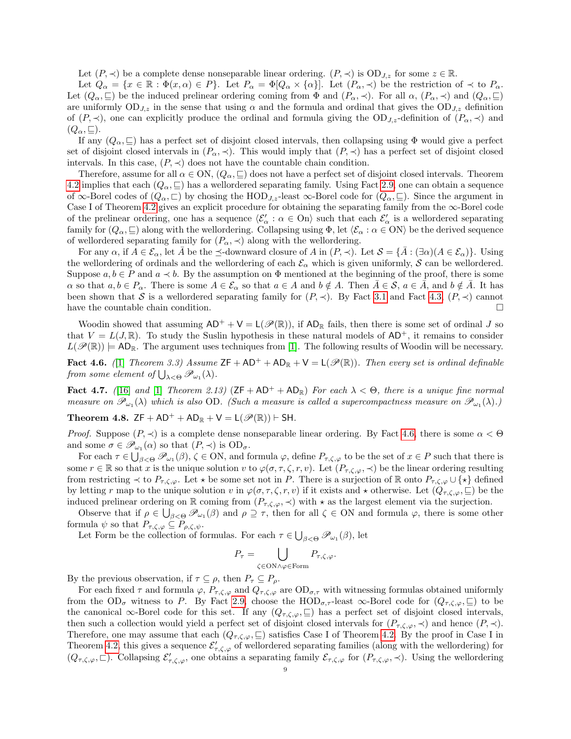Let $(P, \prec)$ be a complete dense nonseparable linear ordering. $(P, \prec)$ is $\text{OD}_{J,z}$ for some $z \in \mathbb{R}$.

Let $Q_\alpha = \{x \in \mathbb{R} : \Phi(x, \alpha) \in P\}$. Let $P_\alpha = \Phi[Q_\alpha \times \{\alpha\}]$. Let $(P_\alpha, \prec)$ be the restriction of $\prec$ to $P_\alpha$. Let $(Q_\alpha, \sqsubseteq)$ be the induced prelinear ordering coming from $\Phi$ and $(P_\alpha, \prec)$. For all $\alpha$, $(P_\alpha, \prec)$ and $(Q_\alpha, \sqsubseteq)$ are uniformly $\text{OD}_{J,z}$ in the sense that using $\alpha$ and the formula and ordinal that gives the $\text{OD}_{J,z}$ definition of $(P, \prec)$, one can explicitly produce the ordinal and formula giving the $\text{OD}_{J,z}$-definition of $(P_\alpha, \prec)$ and $(Q_\alpha, \sqsubseteq)$.

If any $(Q_\alpha, \sqsubseteq)$ has a perfect set of disjoint closed intervals, then collapsing using $\Phi$ would give a perfect set of disjoint closed intervals in $(P_\alpha, \prec)$. This would imply that $(P, \prec)$ has a perfect set of disjoint closed intervals. In this case, $(P, \prec)$ does not have the countable chain condition.

Therefore, assume for all $\alpha \in \text{ON}$, $(Q_\alpha, \sqsubseteq)$ does not have a perfect set of disjoint closed intervals. Theorem 4.2 implies that each $(Q_\alpha, \sqsubseteq)$ has a wellordered separating family. Using Fact 2.9, one can obtain a sequence of $\infty$-Borel codes of $(Q_\alpha, \sqsubset)$ by chosing the $\text{HOD}_{J,z}$-least $\infty$-Borel code for $(Q_\alpha, \sqsubseteq)$. Since the argument in Case I of Theorem 4.2 gives an explicit procedure for obtaining the separating family from the $\infty$-Borel code of the prelinear ordering, one has a sequence $\langle \mathcal{E}'_\alpha : \alpha \in \text{On}\rangle$ such that each $\mathcal{E}'_\alpha$ is a wellordered separating family for $(Q_\alpha, \sqsubseteq)$ along with the wellordering. Collapsing using $\Phi$, let $\langle \mathcal{E}_\alpha : \alpha \in \text{ON}\rangle$ be the derived sequence of wellordered separating family for $(P_\alpha, \prec)$ along with the wellordering.

For any $\alpha$, if $A \in \mathcal{E}_\alpha$, let $\bar{A}$ be the $\preceq$-downward closure of $A$ in $(P, \prec)$. Let $\mathcal{S} = \{\bar{A} : (\exists \alpha)(A \in \mathcal{E}_\alpha)\}$. Using the wellordering of ordinals and the wellordering of each $\mathcal{E}_\alpha$ which is given uniformly, $\mathcal{S}$ can be wellordered. Suppose $a, b \in P$ and $a \prec b$. By the assumption on $\Phi$ mentioned at the beginning of the proof, there is some $\alpha$ so that $a, b \in P_\alpha$. There is some $A \in \mathcal{E}_\alpha$ so that $a \in A$ and $b \notin A$. Then $\bar{A} \in \mathcal{S}$, $a \in \bar{A}$, and $b \notin \bar{A}$. It has been shown that $\mathcal{S}$ is a wellordered separating family for $(P, \prec)$. By Fact 3.1 and Fact 4.3, $(P, \prec)$ cannot have the countable chain condition. $\square$

Woodin showed that assuming $\mathsf{AD}^+ + \mathsf{V} = \mathsf{L}(\mathscr{P}(\mathbb{R}))$, if $\mathsf{AD}_\mathbb{R}$ fails, then there is some set of ordinal $J$ so that $V = L(J, \mathbb{R})$. To study the Suslin hypothesis in these natural models of $\mathsf{AD}^+$, it remains to consider $L(\mathscr{P}(\mathbb{R})) \models \mathsf{AD}_\mathbb{R}$. The argument uses techniques from [1]. The following results of Woodin will be necessary.

**Fact 4.6.** *([1] Theorem 3.3) Assume $\mathsf{ZF} + \mathsf{AD}^+ + \mathsf{AD}_\mathbb{R} + \mathsf{V} = \mathsf{L}(\mathscr{P}(\mathbb{R}))$. Then every set is ordinal definable from some element of $\bigcup_{\lambda < \Theta} \mathscr{P}_{\omega_1}(\lambda)$.*

**Fact 4.7.** *([16] and [1] Theorem 2.13) $(\mathsf{ZF} + \mathsf{AD}^+ + \mathsf{AD}_\mathbb{R})$ For each $\lambda < \Theta$, there is a unique fine normal measure on $\mathscr{P}_{\omega_1}(\lambda)$ which is also OD. (Such a measure is called a supercompactness measure on $\mathscr{P}_{\omega_1}(\lambda)$.)*

**Theorem 4.8.** $\mathsf{ZF} + \mathsf{AD}^+ + \mathsf{AD}_\mathbb{R} + \mathsf{V} = \mathsf{L}(\mathscr{P}(\mathbb{R})) \vdash \mathsf{SH}$.

*Proof.* Suppose $(P, \prec)$ is a complete dense nonseparable linear ordering. By Fact 4.6, there is some $\alpha < \Theta$ and some $\sigma \in \mathscr{P}_{\omega_1}(\alpha)$ so that $(P, \prec)$ is $\text{OD}_\sigma$.

For each $\tau \in \bigcup_{\beta < \Theta} \mathscr{P}_{\omega_1}(\beta)$, $\zeta \in \text{ON}$, and formula $\varphi$, define $P_{\tau,\zeta,\varphi}$ to be the set of $x \in P$ such that there is some $r \in \mathbb{R}$ so that $x$ is the unique solution $v$ to $\varphi(\sigma, \tau, \zeta, r, v)$. Let $(P_{\tau,\zeta,\varphi}, \prec)$ be the linear ordering resulting from restricting $\prec$ to $P_{\tau,\zeta,\varphi}$. Let $\star$ be some set not in $P$. There is a surjection of $\mathbb{R}$ onto $P_{\tau,\zeta,\varphi} \cup \{\star\}$ defined by letting $r$ map to the unique solution $v$ in $\varphi(\sigma, \tau, \zeta, r, v)$ if it exists and $\star$ otherwise. Let $(Q_{\tau,\zeta,\varphi}, \sqsubseteq)$ be the induced prelinear ordering on $\mathbb{R}$ coming from $(P_{\tau,\zeta,\varphi}, \prec)$ with $\star$ as the largest element via the surjection.

Observe that if $\rho \in \bigcup_{\beta < \Theta} \mathscr{P}_{\omega_1}(\beta)$ and $\rho \supseteq \tau$, then for all $\zeta \in \text{ON}$ and formula $\varphi$, there is some other formula $\psi$ so that $P_{\tau,\zeta,\varphi} \subseteq P_{\rho,\zeta,\psi}$.

Let Form be the collection of formulas. For each $\tau \in \bigcup_{\beta < \Theta} \mathscr{P}_{\omega_1}(\beta)$, let

$$P_\tau = \bigcup_{\zeta \in \text{ON} \wedge \varphi \in \text{Form}} P_{\tau,\zeta,\varphi}.$$

By the previous observation, if $\tau \subseteq \rho$, then $P_\tau \subseteq P_\rho$.

For each fixed $\tau$ and formula $\varphi$, $P_{\tau,\zeta,\varphi}$ and $Q_{\tau,\zeta,\varphi}$ are $\text{OD}_{\sigma,\tau}$ with witnessing formulas obtained uniformly from the $\text{OD}_\sigma$ witness to $P$. By Fact 2.9, choose the $\text{HOD}_{\sigma,\tau}$-least $\infty$-Borel code for $(Q_{\tau,\zeta,\varphi}, \sqsubseteq)$ to be the canonical $\infty$-Borel code for this set. If any $(Q_{\tau,\zeta,\varphi}, \sqsubseteq)$ has a perfect set of disjoint closed intervals, then such a collection would yield a perfect set of disjoint closed intervals for $(P_{\tau,\zeta,\varphi}, \prec)$ and hence $(P, \prec)$. Therefore, one may assume that each $(Q_{\tau,\zeta,\varphi}, \sqsubseteq)$ satisfies Case I of Theorem 4.2. By the proof in Case I in Theorem 4.2, this gives a sequence $\mathcal{E}'_{\tau,\zeta,\varphi}$ of wellordered separating families (along with the wellordering) for $(Q_{\tau,\zeta,\varphi}, \sqsubset)$. Collapsing $\mathcal{E}'_{\tau,\zeta,\varphi}$, one obtains a separating family $\mathcal{E}_{\tau,\zeta,\varphi}$ for $(P_{\tau,\zeta,\varphi}, \prec)$. Using the wellordering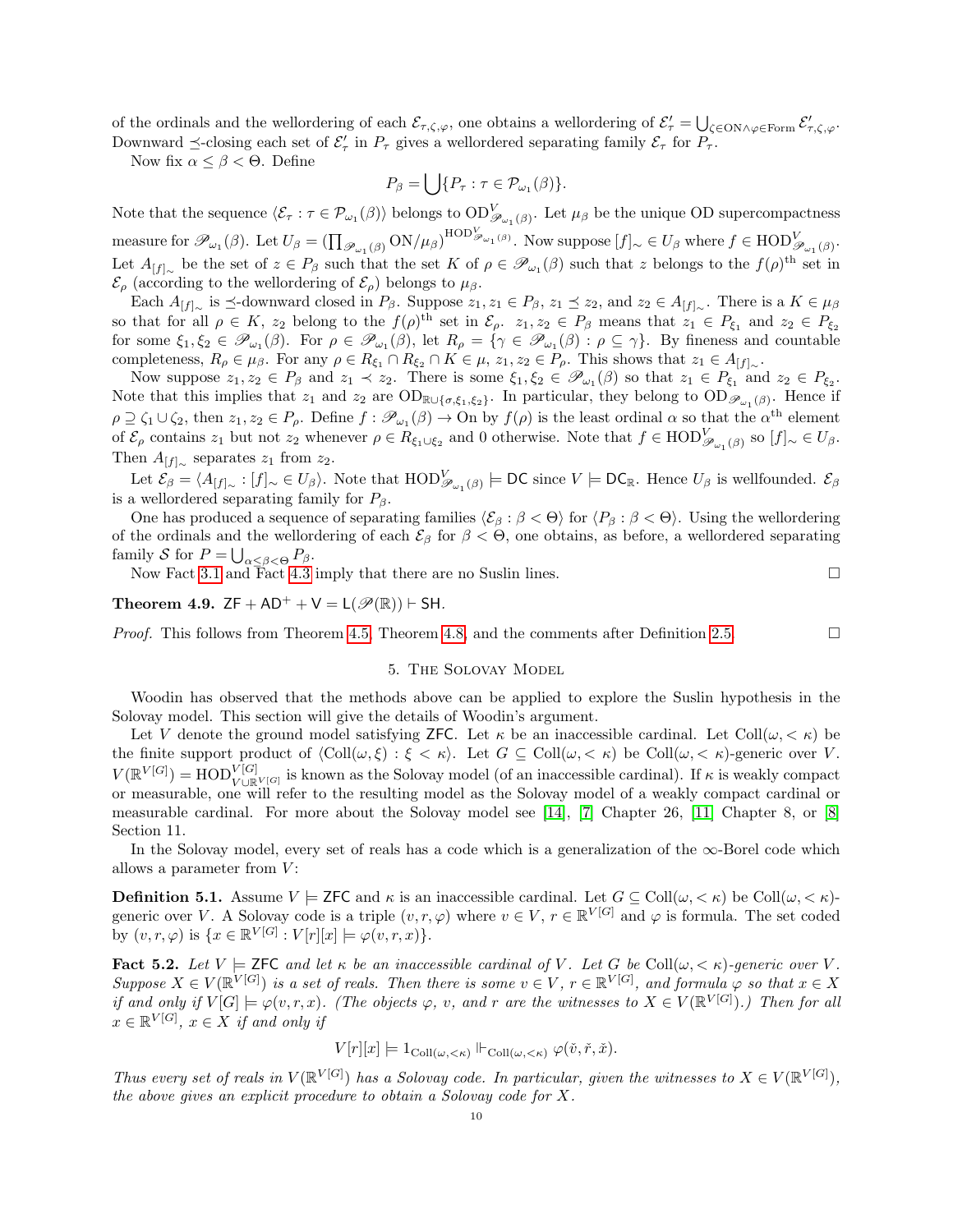of the ordinals and the wellordering of each $\mathcal{E}_{\tau,\zeta,\varphi}$, one obtains a wellordering of $\mathcal{E}'_\tau = \bigcup_{\zeta\in\mathrm{ON}\wedge\varphi\in\mathrm{Form}} \mathcal{E}'_{\tau,\zeta,\varphi}$. Downward $\preceq$-closing each set of $\mathcal{E}'_\tau$ in $P_\tau$ gives a wellordered separating family $\mathcal{E}_\tau$ for $P_\tau$.

Now fix $\alpha \leq \beta < \Theta$. Define

$$P_\beta = \bigcup\{P_\tau : \tau \in \mathcal{P}_{\omega_1}(\beta)\}.$$

Note that the sequence $\langle \mathcal{E}_\tau : \tau \in \mathcal{P}_{\omega_1}(\beta)\rangle$ belongs to $\mathrm{OD}^V_{\mathscr{P}_{\omega_1}(\beta)}$. Let $\mu_\beta$ be the unique OD supercompactness measure for $\mathscr{P}_{\omega_1}(\beta)$. Let $U_\beta = (\prod_{\mathscr{P}_{\omega_1}(\beta)} \mathrm{ON}/\mu_\beta)^{\mathrm{HOD}^V_{\mathscr{P}_{\omega_1}(\beta)}}$. Now suppose $[f]_\sim \in U_\beta$ where $f \in \mathrm{HOD}^V_{\mathscr{P}_{\omega_1}(\beta)}$. Let $A_{[f]_\sim}$ be the set of $z \in P_\beta$ such that the set $K$ of $\rho \in \mathscr{P}_{\omega_1}(\beta)$ such that $z$ belongs to the $f(\rho)^{\text{th}}$ set in $\mathcal{E}_\rho$ (according to the wellordering of $\mathcal{E}_\rho$) belongs to $\mu_\beta$.

Each $A_{[f]_\sim}$ is $\preceq$-downward closed in $P_\beta$. Suppose $z_1, z_1 \in P_\beta$, $z_1 \preceq z_2$, and $z_2 \in A_{[f]_\sim}$. There is a $K \in \mu_\beta$ so that for all $\rho \in K$, $z_2$ belong to the $f(\rho)^{\text{th}}$ set in $\mathcal{E}_\rho$. $z_1, z_2 \in P_\beta$ means that $z_1 \in P_{\xi_1}$ and $z_2 \in P_{\xi_2}$ for some $\xi_1, \xi_2 \in \mathscr{P}_{\omega_1}(\beta)$. For $\rho \in \mathscr{P}_{\omega_1}(\beta)$, let $R_\rho = \{\gamma \in \mathscr{P}_{\omega_1}(\beta) : \rho \subseteq \gamma\}$. By fineness and countable completeness, $R_\rho \in \mu_\beta$. For any $\rho \in R_{\xi_1} \cap R_{\xi_2} \cap K \in \mu$, $z_1, z_2 \in P_\rho$. This shows that $z_1 \in A_{[f]_\sim}$.

Now suppose $z_1, z_2 \in P_\beta$ and $z_1 \prec z_2$. There is some $\xi_1, \xi_2 \in \mathscr{P}_{\omega_1}(\beta)$ so that $z_1 \in P_{\xi_1}$ and $z_2 \in P_{\xi_2}$. Note that this implies that $z_1$ and $z_2$ are $\mathrm{OD}_{\mathbb{R}\cup\{\sigma,\xi_1,\xi_2\}}$. In particular, they belong to $\mathrm{OD}_{\mathscr{P}_{\omega_1}(\beta)}$. Hence if $\rho \supseteq \zeta_1 \cup \zeta_2$, then $z_1, z_2 \in P_\rho$. Define $f : \mathscr{P}_{\omega_1}(\beta) \to \mathrm{On}$ by $f(\rho)$ is the least ordinal $\alpha$ so that the $\alpha^{\text{th}}$ element of $\mathcal{E}_\rho$ contains $z_1$ but not $z_2$ whenever $\rho \in R_{\xi_1\cup\xi_2}$ and $0$ otherwise. Note that $f \in \mathrm{HOD}^V_{\mathscr{P}_{\omega_1}(\beta)}$ so $[f]_\sim \in U_\beta$. Then $A_{[f]_\sim}$ separates $z_1$ from $z_2$.

Let $\mathcal{E}_\beta = \langle A_{[f]_\sim} : [f]_\sim \in U_\beta\rangle$. Note that $\mathrm{HOD}^V_{\mathscr{P}_{\omega_1}(\beta)} \models \mathsf{DC}$ since $V \models \mathsf{DC}_\mathbb{R}$. Hence $U_\beta$ is wellfounded. $\mathcal{E}_\beta$ is a wellordered separating family for $P_\beta$.

One has produced a sequence of separating families $\langle \mathcal{E}_\beta : \beta < \Theta\rangle$ for $\langle P_\beta : \beta < \Theta\rangle$. Using the wellordering of the ordinals and the wellordering of each $\mathcal{E}_\beta$ for $\beta < \Theta$, one obtains, as before, a wellordered separating family $\mathcal{S}$ for $P = \bigcup_{\alpha\leq\beta<\Theta} P_\beta$.

Now Fact 3.1 and Fact 4.3 imply that there are no Suslin lines. $\square$

**Theorem 4.9.** $\mathsf{ZF} + \mathsf{AD}^+ + \mathsf{V} = \mathsf{L}(\mathscr{P}(\mathbb{R})) \vdash \mathsf{SH}$.

*Proof.* This follows from Theorem 4.5, Theorem 4.8, and the comments after Definition 2.5. $\square$

## 5. The Solovay Model

Woodin has observed that the methods above can be applied to explore the Suslin hypothesis in the Solovay model. This section will give the details of Woodin's argument.

Let $V$ denote the ground model satisfying $\mathsf{ZFC}$. Let $\kappa$ be an inaccessible cardinal. Let $\mathrm{Coll}(\omega, <\kappa)$ be the finite support product of $\langle \mathrm{Coll}(\omega,\xi) : \xi < \kappa\rangle$. Let $G \subseteq \mathrm{Coll}(\omega,<\kappa)$ be $\mathrm{Coll}(\omega,<\kappa)$-generic over $V$. $V(\mathbb{R}^{V[G]}) = \mathrm{HOD}^{V[G]}_{V\cup\mathbb{R}^{V[G]}}$ is known as the Solovay model (of an inaccessible cardinal). If $\kappa$ is weakly compact or measurable, one will refer to the resulting model as the Solovay model of a weakly compact cardinal or measurable cardinal. For more about the Solovay model see [14], [7] Chapter 26, [11] Chapter 8, or [8] Section 11.

In the Solovay model, every set of reals has a code which is a generalization of the $\infty$-Borel code which allows a parameter from $V$:

**Definition 5.1.** Assume $V \models \mathsf{ZFC}$ and $\kappa$ is an inaccessible cardinal. Let $G \subseteq \mathrm{Coll}(\omega,<\kappa)$ be $\mathrm{Coll}(\omega,<\kappa)$-generic over $V$. A Solovay code is a triple $(v, r, \varphi)$ where $v \in V$, $r \in \mathbb{R}^{V[G]}$ and $\varphi$ is formula. The set coded by $(v, r, \varphi)$ is $\{x \in \mathbb{R}^{V[G]} : V[r][x] \models \varphi(v, r, x)\}$.

**Fact 5.2.** *Let $V \models \mathsf{ZFC}$ and let $\kappa$ be an inaccessible cardinal of $V$. Let $G$ be $\mathrm{Coll}(\omega,<\kappa)$-generic over $V$. Suppose $X \in V(\mathbb{R}^{V[G]})$ is a set of reals. Then there is some $v \in V$, $r \in \mathbb{R}^{V[G]}$, and formula $\varphi$ so that $x \in X$ if and only if $V[G] \models \varphi(v, r, x)$. (The objects $\varphi$, $v$, and $r$ are the witnesses to $X \in V(\mathbb{R}^{V[G]})$.) Then for all $x \in \mathbb{R}^{V[G]}$, $x \in X$ if and only if*

$$V[r][x] \models 1_{\mathrm{Coll}(\omega,<\kappa)} \Vdash_{\mathrm{Coll}(\omega,<\kappa)} \varphi(\check{v}, \check{r}, \check{x}).$$

*Thus every set of reals in $V(\mathbb{R}^{V[G]})$ has a Solovay code. In particular, given the witnesses to $X \in V(\mathbb{R}^{V[G]})$, the above gives an explicit procedure to obtain a Solovay code for $X$.*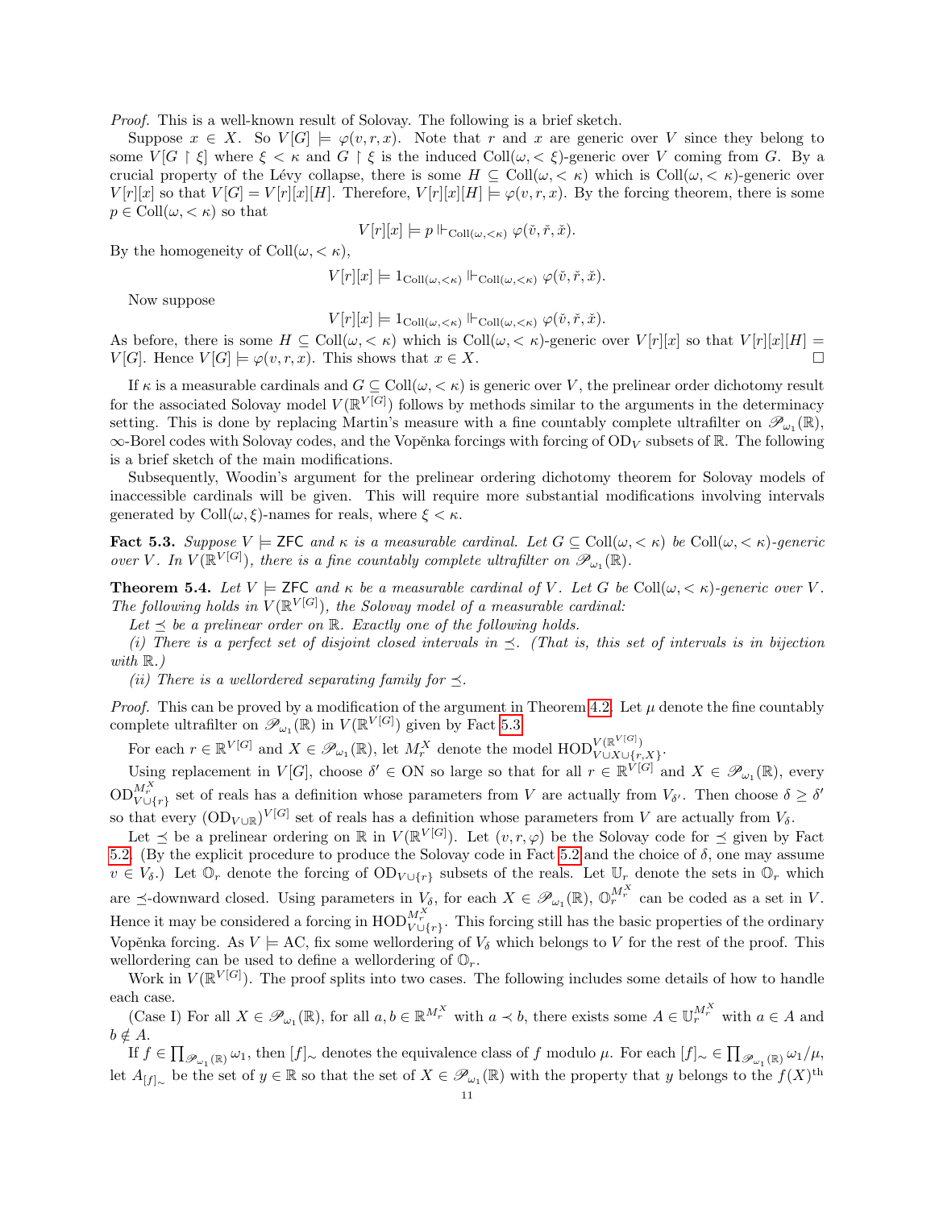*Proof.* This is a well-known result of Solovay. The following is a brief sketch.

Suppose $x \in X$. So $V[G] \models \varphi(v, r, x)$. Note that $r$ and $x$ are generic over $V$ since they belong to some $V[G \restriction \xi]$ where $\xi < \kappa$ and $G \restriction \xi$ is the induced $\text{Coll}(\omega, < \xi)$-generic over $V$ coming from $G$. By a crucial property of the Lévy collapse, there is some $H \subseteq \text{Coll}(\omega, < \kappa)$ which is $\text{Coll}(\omega, < \kappa)$-generic over $V[r][x]$ so that $V[G] = V[r][x][H]$. Therefore, $V[r][x][H] \models \varphi(v, r, x)$. By the forcing theorem, there is some $p \in \text{Coll}(\omega, < \kappa)$ so that

$$V[r][x] \models p \Vdash_{\text{Coll}(\omega,<\kappa)} \varphi(\check{v}, \check{r}, \check{x}).$$

By the homogeneity of $\text{Coll}(\omega, < \kappa)$,

$$V[r][x] \models 1_{\text{Coll}(\omega,<\kappa)} \Vdash_{\text{Coll}(\omega,<\kappa)} \varphi(\check{v}, \check{r}, \check{x}).$$

Now suppose

$$V[r][x] \models 1_{\text{Coll}(\omega,<\kappa)} \Vdash_{\text{Coll}(\omega,<\kappa)} \varphi(\check{v}, \check{r}, \check{x}).$$

As before, there is some $H \subseteq \text{Coll}(\omega, < \kappa)$ which is $\text{Coll}(\omega, < \kappa)$-generic over $V[r][x]$ so that $V[r][x][H] = V[G]$. Hence $V[G] \models \varphi(v, r, x)$. This shows that $x \in X$. □

If $\kappa$ is a measurable cardinals and $G \subseteq \text{Coll}(\omega, < \kappa)$ is generic over $V$, the prelinear order dichotomy result for the associated Solovay model $V(\mathbb{R}^{V[G]})$ follows by methods similar to the arguments in the determinacy setting. This is done by replacing Martin's measure with a fine countably complete ultrafilter on $\mathscr{P}_{\omega_1}(\mathbb{R})$, $\infty$-Borel codes with Solovay codes, and the Vopěnka forcings with forcing of $\text{OD}_V$ subsets of $\mathbb{R}$. The following is a brief sketch of the main modifications.

Subsequently, Woodin's argument for the prelinear ordering dichotomy theorem for Solovay models of inaccessible cardinals will be given. This will require more substantial modifications involving intervals generated by $\text{Coll}(\omega, \xi)$-names for reals, where $\xi < \kappa$.

**Fact 5.3.** *Suppose $V \models \mathsf{ZFC}$ and $\kappa$ is a measurable cardinal. Let $G \subseteq \text{Coll}(\omega, < \kappa)$ be $\text{Coll}(\omega, < \kappa)$-generic over $V$. In $V(\mathbb{R}^{V[G]})$, there is a fine countably complete ultrafilter on $\mathscr{P}_{\omega_1}(\mathbb{R})$.*

**Theorem 5.4.** *Let $V \models \mathsf{ZFC}$ and $\kappa$ be a measurable cardinal of $V$. Let $G$ be $\text{Coll}(\omega, < \kappa)$-generic over $V$. The following holds in $V(\mathbb{R}^{V[G]})$, the Solovay model of a measurable cardinal:*

*Let $\preceq$ be a prelinear order on $\mathbb{R}$. Exactly one of the following holds.*

*(i) There is a perfect set of disjoint closed intervals in $\preceq$. (That is, this set of intervals is in bijection with $\mathbb{R}$.)*

*(ii) There is a wellordered separating family for $\preceq$.*

*Proof.* This can be proved by a modification of the argument in Theorem 4.2. Let $\mu$ denote the fine countably complete ultrafilter on $\mathscr{P}_{\omega_1}(\mathbb{R})$ in $V(\mathbb{R}^{V[G]})$ given by Fact 5.3.

For each $r \in \mathbb{R}^{V[G]}$ and $X \in \mathscr{P}_{\omega_1}(\mathbb{R})$, let $M_r^X$ denote the model $\text{HOD}^{V(\mathbb{R}^{V[G]})}_{V \cup X \cup \{r, X\}}$.

Using replacement in $V[G]$, choose $\delta' \in \text{ON}$ so large so that for all $r \in \mathbb{R}^{V[G]}$ and $X \in \mathscr{P}_{\omega_1}(\mathbb{R})$, every $\text{OD}^{M_r^X}_{V \cup \{r\}}$ set of reals has a definition whose parameters from $V$ are actually from $V_{\delta'}$. Then choose $\delta \geq \delta'$ so that every $(\text{OD}_{V \cup \mathbb{R}})^{V[G]}$ set of reals has a definition whose parameters from $V$ are actually from $V_\delta$.

Let $\preceq$ be a prelinear ordering on $\mathbb{R}$ in $V(\mathbb{R}^{V[G]})$. Let $(v, r, \varphi)$ be the Solovay code for $\preceq$ given by Fact 5.2. (By the explicit procedure to produce the Solovay code in Fact 5.2 and the choice of $\delta$, one may assume $v \in V_\delta$.) Let $\mathbb{O}_r$ denote the forcing of $\text{OD}_{V \cup \{r\}}$ subsets of the reals. Let $\mathbb{U}_r$ denote the sets in $\mathbb{O}_r$ which are $\preceq$-downward closed. Using parameters in $V_\delta$, for each $X \in \mathscr{P}_{\omega_1}(\mathbb{R})$, $\mathbb{O}_r^{M_r^X}$ can be coded as a set in $V$. Hence it may be considered a forcing in $\text{HOD}^{M_r^X}_{V \cup \{r\}}$. This forcing still has the basic properties of the ordinary Vopěnka forcing. As $V \models \text{AC}$, fix some wellordering of $V_\delta$ which belongs to $V$ for the rest of the proof. This wellordering can be used to define a wellordering of $\mathbb{O}_r$.

Work in $V(\mathbb{R}^{V[G]})$. The proof splits into two cases. The following includes some details of how to handle each case.

(Case I) For all $X \in \mathscr{P}_{\omega_1}(\mathbb{R})$, for all $a, b \in \mathbb{R}^{M_r^X}$ with $a \prec b$, there exists some $A \in \mathbb{U}_r^{M_r^X}$ with $a \in A$ and $b \notin A$.

If $f \in \prod_{\mathscr{P}_{\omega_1}(\mathbb{R})} \omega_1$, then $[f]_\sim$ denotes the equivalence class of $f$ modulo $\mu$. For each $[f]_\sim \in \prod_{\mathscr{P}_{\omega_1}(\mathbb{R})} \omega_1 / \mu$, let $A_{[f]_\sim}$ be the set of $y \in \mathbb{R}$ so that the set of $X \in \mathscr{P}_{\omega_1}(\mathbb{R})$ with the property that $y$ belongs to the $f(X)^{\text{th}}$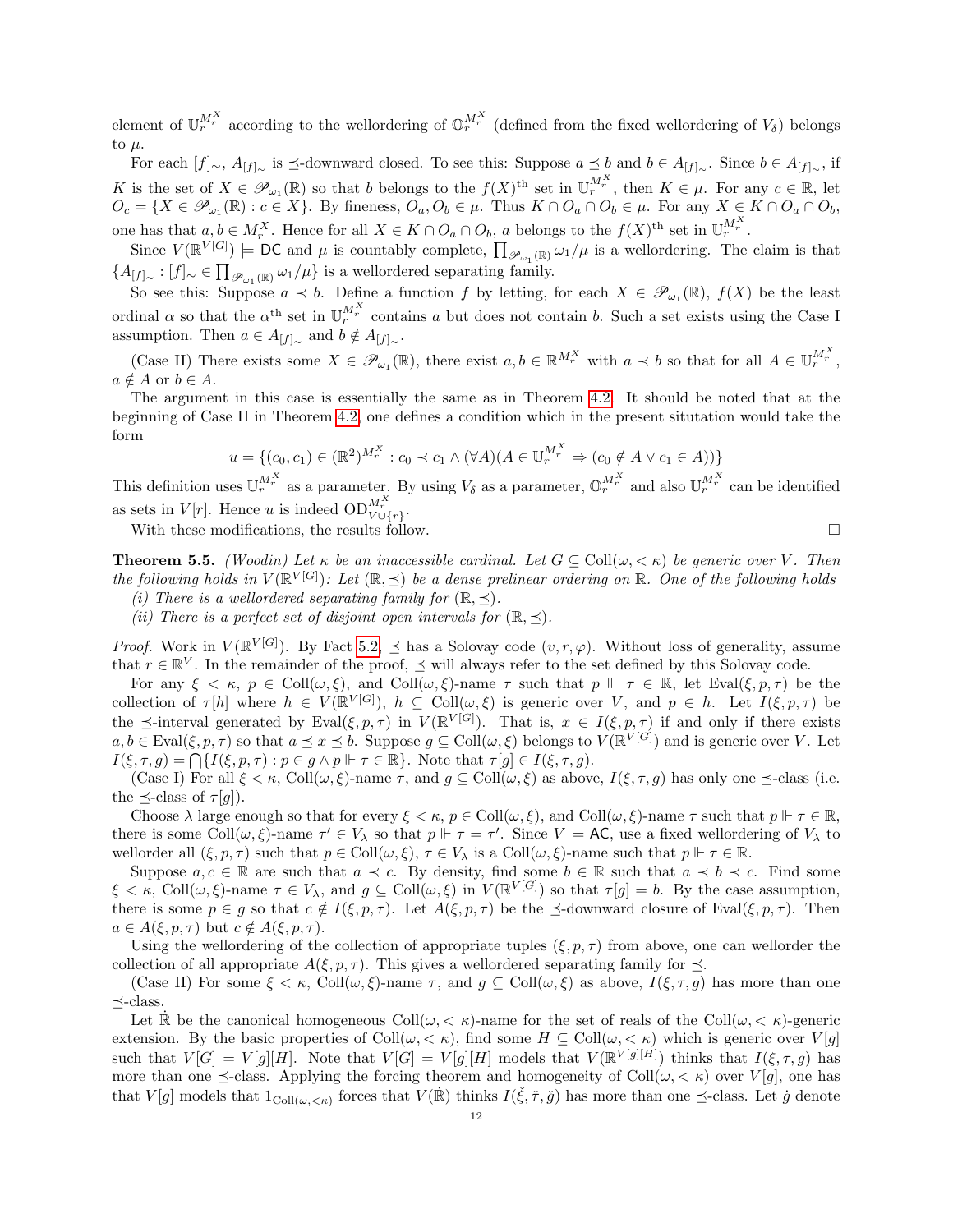element of $\mathbb{U}_r^{M_r^X}$ according to the wellordering of $\mathbb{O}_r^{M_r^X}$ (defined from the fixed wellordering of $V_\delta$) belongs to $\mu$.

For each $[f]_\sim$, $A_{[f]_\sim}$ is $\preceq$-downward closed. To see this: Suppose $a \preceq b$ and $b \in A_{[f]_\sim}$. Since $b \in A_{[f]_\sim}$, if $K$ is the set of $X \in \mathscr{P}_{\omega_1}(\mathbb{R})$ so that $b$ belongs to the $f(X)^{\text{th}}$ set in $\mathbb{U}_r^{M_r^X}$, then $K \in \mu$. For any $c \in \mathbb{R}$, let $O_c = \{X \in \mathscr{P}_{\omega_1}(\mathbb{R}) : c \in X\}$. By fineness, $O_a, O_b \in \mu$. Thus $K \cap O_a \cap O_b \in \mu$. For any $X \in K \cap O_a \cap O_b$, one has that $a, b \in M_r^X$. Hence for all $X \in K \cap O_a \cap O_b$, $a$ belongs to the $f(X)^{\text{th}}$ set in $\mathbb{U}_r^{M_r^X}$.

Since $V(\mathbb{R}^{V[G]}) \models \mathsf{DC}$ and $\mu$ is countably complete, $\prod_{\mathscr{P}_{\omega_1}(\mathbb{R})} \omega_1/\mu$ is a wellordering. The claim is that $\{A_{[f]_\sim} : [f]_\sim \in \prod_{\mathscr{P}_{\omega_1}(\mathbb{R})} \omega_1/\mu\}$ is a wellordered separating family.

So see this: Suppose $a \prec b$. Define a function $f$ by letting, for each $X \in \mathscr{P}_{\omega_1}(\mathbb{R})$, $f(X)$ be the least ordinal $\alpha$ so that the $\alpha^{\text{th}}$ set in $\mathbb{U}_r^{M_r^X}$ contains $a$ but does not contain $b$. Such a set exists using the Case I assumption. Then $a \in A_{[f]_\sim}$ and $b \notin A_{[f]_\sim}$.

(Case II) There exists some $X \in \mathscr{P}_{\omega_1}(\mathbb{R})$, there exist $a, b \in \mathbb{R}^{M_r^X}$ with $a \prec b$ so that for all $A \in \mathbb{U}_r^{M_r^X}$, $a \notin A$ or $b \in A$.

The argument in this case is essentially the same as in Theorem 4.2. It should be noted that at the beginning of Case II in Theorem 4.2, one defines a condition which in the present situtation would take the form

$$u = \{(c_0, c_1) \in (\mathbb{R}^2)^{M_r^X} : c_0 \prec c_1 \wedge (\forall A)(A \in \mathbb{U}_r^{M_r^X} \Rightarrow (c_0 \notin A \vee c_1 \in A))\}$$

This definition uses $\mathbb{U}_r^{M_r^X}$ as a parameter. By using $V_\delta$ as a parameter, $\mathbb{O}_r^{M_r^X}$ and also $\mathbb{U}_r^{M_r^X}$ can be identified as sets in $V[r]$. Hence $u$ is indeed $\text{OD}^{M_r^X}_{V \cup \{r\}}$.

With these modifications, the results follow. $\square$

**Theorem 5.5.** *(Woodin) Let $\kappa$ be an inaccessible cardinal. Let $G \subseteq \text{Coll}(\omega, <\kappa)$ be generic over $V$. Then the following holds in $V(\mathbb{R}^{V[G]})$: Let $(\mathbb{R}, \preceq)$ be a dense prelinear ordering on $\mathbb{R}$. One of the following holds*

*(i) There is a wellordered separating family for $(\mathbb{R}, \preceq)$.*

*(ii) There is a perfect set of disjoint open intervals for $(\mathbb{R}, \preceq)$.*

*Proof.* Work in $V(\mathbb{R}^{V[G]})$. By Fact 5.2, $\preceq$ has a Solovay code $(v, r, \varphi)$. Without loss of generality, assume that $r \in \mathbb{R}^V$. In the remainder of the proof, $\preceq$ will always refer to the set defined by this Solovay code.

For any $\xi < \kappa$, $p \in \text{Coll}(\omega, \xi)$, and $\text{Coll}(\omega, \xi)$-name $\tau$ such that $p \Vdash \tau \in \mathbb{R}$, let $\text{Eval}(\xi, p, \tau)$ be the collection of $\tau[h]$ where $h \in V(\mathbb{R}^{V[G]})$, $h \subseteq \text{Coll}(\omega, \xi)$ is generic over $V$, and $p \in h$. Let $I(\xi, p, \tau)$ be the $\preceq$-interval generated by $\text{Eval}(\xi, p, \tau)$ in $V(\mathbb{R}^{V[G]})$. That is, $x \in I(\xi, p, \tau)$ if and only if there exists $a, b \in \text{Eval}(\xi, p, \tau)$ so that $a \preceq x \preceq b$. Suppose $g \subseteq \text{Coll}(\omega, \xi)$ belongs to $V(\mathbb{R}^{V[G]})$ and is generic over $V$. Let $I(\xi, \tau, g) = \bigcap \{I(\xi, p, \tau) : p \in g \wedge p \Vdash \tau \in \mathbb{R}\}$. Note that $\tau[g] \in I(\xi, \tau, g)$.

(Case I) For all $\xi < \kappa$, $\text{Coll}(\omega, \xi)$-name $\tau$, and $g \subseteq \text{Coll}(\omega, \xi)$ as above, $I(\xi, \tau, g)$ has only one $\preceq$-class (i.e. the $\preceq$-class of $\tau[g]$).

Choose $\lambda$ large enough so that for every $\xi < \kappa$, $p \in \text{Coll}(\omega, \xi)$, and $\text{Coll}(\omega, \xi)$-name $\tau$ such that $p \Vdash \tau \in \mathbb{R}$, there is some $\text{Coll}(\omega, \xi)$-name $\tau' \in V_\lambda$ so that $p \Vdash \tau = \tau'$. Since $V \models \mathsf{AC}$, use a fixed wellordering of $V_\lambda$ to wellorder all $(\xi, p, \tau)$ such that $p \in \text{Coll}(\omega, \xi)$, $\tau \in V_\lambda$ is a $\text{Coll}(\omega, \xi)$-name such that $p \Vdash \tau \in \mathbb{R}$.

Suppose $a, c \in \mathbb{R}$ are such that $a \prec c$. By density, find some $b \in \mathbb{R}$ such that $a \prec b \prec c$. Find some $\xi < \kappa$, $\text{Coll}(\omega, \xi)$-name $\tau \in V_\lambda$, and $g \subseteq \text{Coll}(\omega, \xi)$ in $V(\mathbb{R}^{V[G]})$ so that $\tau[g] = b$. By the case assumption, there is some $p \in g$ so that $c \notin I(\xi, p, \tau)$. Let $A(\xi, p, \tau)$ be the $\preceq$-downward closure of $\text{Eval}(\xi, p, \tau)$. Then $a \in A(\xi, p, \tau)$ but $c \notin A(\xi, p, \tau)$.

Using the wellordering of the collection of appropriate tuples $(\xi, p, \tau)$ from above, one can wellorder the collection of all appropriate $A(\xi, p, \tau)$. This gives a wellordered separating family for $\preceq$.

(Case II) For some $\xi < \kappa$, $\text{Coll}(\omega, \xi)$-name $\tau$, and $g \subseteq \text{Coll}(\omega, \xi)$ as above, $I(\xi, \tau, g)$ has more than one $\preceq$-class.

Let $\dot{\mathbb{R}}$ be the canonical homogeneous $\text{Coll}(\omega, <\kappa)$-name for the set of reals of the $\text{Coll}(\omega, <\kappa)$-generic extension. By the basic properties of $\text{Coll}(\omega, <\kappa)$, find some $H \subseteq \text{Coll}(\omega, <\kappa)$ which is generic over $V[g]$ such that $V[G] = V[g][H]$. Note that $V[G] = V[g][H]$ models that $V(\mathbb{R}^{V[g][H]})$ thinks that $I(\xi, \tau, g)$ has more than one $\preceq$-class. Applying the forcing theorem and homogeneity of $\text{Coll}(\omega, <\kappa)$ over $V[g]$, one has that $V[g]$ models that $1_{\text{Coll}(\omega, <\kappa)}$ forces that $V(\dot{\mathbb{R}})$ thinks $I(\check{\xi}, \check{\tau}, \check{g})$ has more than one $\preceq$-class. Let $\dot{g}$ denote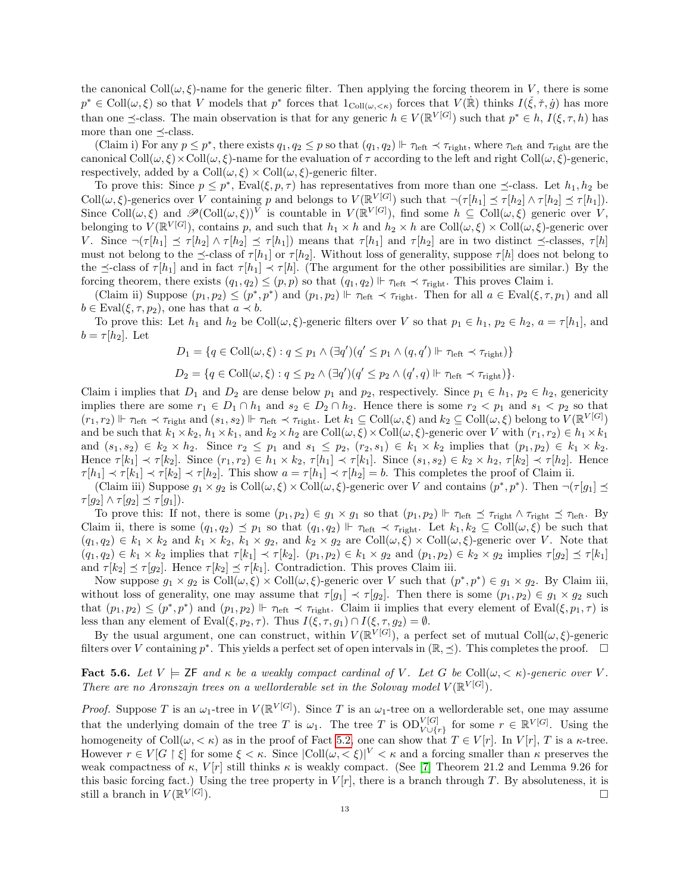the canonical $\text{Coll}(\omega,\xi)$-name for the generic filter. Then applying the forcing theorem in $V$, there is some $p^* \in \text{Coll}(\omega,\xi)$ so that $V$ models that $p^*$ forces that $1_{\text{Coll}(\omega,<\kappa)}$ forces that $V(\dot{\mathbb{R}})$ thinks $I(\check{\xi},\check{\tau},\dot{g})$ has more than one $\preceq$-class. The main observation is that for any generic $h \in V(\mathbb{R}^{V[G]})$ such that $p^* \in h$, $I(\xi,\tau,h)$ has more than one $\preceq$-class.

(Claim i) For any $p \leq p^*$, there exists $q_1, q_2 \leq p$ so that $(q_1,q_2) \Vdash \tau_{\text{left}} \prec \tau_{\text{right}}$, where $\tau_{\text{left}}$ and $\tau_{\text{right}}$ are the canonical $\text{Coll}(\omega,\xi) \times \text{Coll}(\omega,\xi)$-name for the evaluation of $\tau$ according to the left and right $\text{Coll}(\omega,\xi)$-generic, respectively, added by a $\text{Coll}(\omega,\xi)\times\text{Coll}(\omega,\xi)$-generic filter.

To prove this: Since $p \leq p^*$, $\text{Eval}(\xi,p,\tau)$ has representatives from more than one $\preceq$-class. Let $h_1, h_2$ be $\text{Coll}(\omega,\xi)$-generics over $V$ containing $p$ and belongs to $V(\mathbb{R}^{V[G]})$ such that $\neg(\tau[h_1] \preceq \tau[h_2] \wedge \tau[h_2] \preceq \tau[h_1])$. Since $\text{Coll}(\omega,\xi)$ and $\mathscr{P}(\text{Coll}(\omega,\xi))^V$ is countable in $V(\mathbb{R}^{V[G]})$, find some $h \subseteq \text{Coll}(\omega,\xi)$ generic over $V$, belonging to $V(\mathbb{R}^{V[G]})$, contains $p$, and such that $h_1 \times h$ and $h_2 \times h$ are $\text{Coll}(\omega,\xi)\times\text{Coll}(\omega,\xi)$-generic over $V$. Since $\neg(\tau[h_1] \preceq \tau[h_2] \wedge \tau[h_2] \preceq \tau[h_1])$ means that $\tau[h_1]$ and $\tau[h_2]$ are in two distinct $\preceq$-classes, $\tau[h]$ must not belong to the $\preceq$-class of $\tau[h_1]$ or $\tau[h_2]$. Without loss of generality, suppose $\tau[h]$ does not belong to the $\preceq$-class of $\tau[h_1]$ and in fact $\tau[h_1] \prec \tau[h]$. (The argument for the other possibilities are similar.) By the forcing theorem, there exists $(q_1,q_2) \leq (p,p)$ so that $(q_1,q_2) \Vdash \tau_{\text{left}} \prec \tau_{\text{right}}$. This proves Claim i.

(Claim ii) Suppose $(p_1,p_2) \leq (p^*,p^*)$ and $(p_1,p_2) \Vdash \tau_{\text{left}} \prec \tau_{\text{right}}$. Then for all $a \in \text{Eval}(\xi,\tau,p_1)$ and all $b \in \text{Eval}(\xi,\tau,p_2)$, one has that $a \prec b$.

To prove this: Let $h_1$ and $h_2$ be $\text{Coll}(\omega,\xi)$-generic filters over $V$ so that $p_1 \in h_1$, $p_2 \in h_2$, $a = \tau[h_1]$, and $b = \tau[h_2]$. Let

$$D_1 = \{q \in \text{Coll}(\omega,\xi) : q \leq p_1 \wedge (\exists q')(q' \leq p_1 \wedge (q,q') \Vdash \tau_{\text{left}} \prec \tau_{\text{right}})\}$$

$$D_2 = \{q \in \text{Coll}(\omega,\xi) : q \leq p_2 \wedge (\exists q')(q' \leq p_2 \wedge (q',q) \Vdash \tau_{\text{left}} \prec \tau_{\text{right}})\}.$$

Claim i implies that $D_1$ and $D_2$ are dense below $p_1$ and $p_2$, respectively. Since $p_1 \in h_1$, $p_2 \in h_2$, genericity implies there are some $r_1 \in D_1 \cap h_1$ and $s_2 \in D_2 \cap h_2$. Hence there is some $r_2 < p_1$ and $s_1 < p_2$ so that $(r_1,r_2) \Vdash \tau_{\text{left}} \prec \tau_{\text{right}}$ and $(s_1,s_2) \Vdash \tau_{\text{left}} \prec \tau_{\text{right}}$. Let $k_1 \subseteq \text{Coll}(\omega,\xi)$ and $k_2 \subseteq \text{Coll}(\omega,\xi)$ belong to $V(\mathbb{R}^{V[G]})$ and be such that $k_1 \times k_2$, $h_1 \times k_1$, and $k_2 \times h_2$ are $\text{Coll}(\omega,\xi)\times\text{Coll}(\omega,\xi)$-generic over $V$ with $(r_1,r_2) \in h_1 \times k_1$ and $(s_1,s_2) \in k_2 \times h_2$. Since $r_2 \leq p_1$ and $s_1 \leq p_2$, $(r_2,s_1) \in k_1 \times k_2$ implies that $(p_1,p_2) \in k_1 \times k_2$. Hence $\tau[k_1] \prec \tau[k_2]$. Since $(r_1,r_2) \in h_1 \times k_2$, $\tau[h_1] \prec \tau[k_1]$. Since $(s_1,s_2) \in k_2 \times h_2$, $\tau[k_2] \prec \tau[h_2]$. Hence $\tau[h_1] \prec \tau[k_1] \prec \tau[k_2] \prec \tau[h_2]$. This show $a = \tau[h_1] \prec \tau[h_2] = b$. This completes the proof of Claim ii.

(Claim iii) Suppose $g_1 \times g_2$ is $\text{Coll}(\omega,\xi)\times\text{Coll}(\omega,\xi)$-generic over $V$ and contains $(p^*,p^*)$. Then $\neg(\tau[g_1] \preceq \tau[g_2] \wedge \tau[g_2] \preceq \tau[g_1])$.

To prove this: If not, there is some $(p_1,p_2) \in g_1 \times g_1$ so that $(p_1,p_2) \Vdash \tau_{\text{left}} \preceq \tau_{\text{right}} \wedge \tau_{\text{right}} \preceq \tau_{\text{left}}$. By Claim ii, there is some $(q_1,q_2) \preceq p_1$ so that $(q_1,q_2) \Vdash \tau_{\text{left}} \prec \tau_{\text{right}}$. Let $k_1, k_2 \subseteq \text{Coll}(\omega,\xi)$ be such that $(q_1,q_2) \in k_1 \times k_2$ and $k_1 \times k_2$, $k_1 \times g_2$, and $k_2 \times g_2$ are $\text{Coll}(\omega,\xi)\times\text{Coll}(\omega,\xi)$-generic over $V$. Note that $(q_1,q_2) \in k_1 \times k_2$ implies that $\tau[k_1] \prec \tau[k_2]$. $(p_1,p_2) \in k_1 \times g_2$ and $(p_1,p_2) \in k_2 \times g_2$ implies $\tau[g_2] \preceq \tau[k_1]$ and $\tau[k_2] \preceq \tau[g_2]$. Hence $\tau[k_2] \preceq \tau[k_1]$. Contradiction. This proves Claim iii.

Now suppose $g_1 \times g_2$ is $\text{Coll}(\omega,\xi)\times\text{Coll}(\omega,\xi)$-generic over $V$ such that $(p^*,p^*) \in g_1 \times g_2$. By Claim iii, without loss of generality, one may assume that $\tau[g_1] \prec \tau[g_2]$. Then there is some $(p_1,p_2) \in g_1 \times g_2$ such that $(p_1,p_2) \leq (p^*,p^*)$ and $(p_1,p_2) \Vdash \tau_{\text{left}} \prec \tau_{\text{right}}$. Claim ii implies that every element of $\text{Eval}(\xi,p_1,\tau)$ is less than any element of $\text{Eval}(\xi,p_2,\tau)$. Thus $I(\xi,\tau,g_1) \cap I(\xi,\tau,g_2) = \emptyset$.

By the usual argument, one can construct, within $V(\mathbb{R}^{V[G]})$, a perfect set of mutual $\text{Coll}(\omega,\xi)$-generic filters over $V$ containing $p^*$. This yields a perfect set of open intervals in $(\mathbb{R},\preceq)$. This completes the proof. $\square$

**Fact 5.6.** *Let $V \models \mathsf{ZF}$ and $\kappa$ be a weakly compact cardinal of $V$. Let $G$ be $\text{Coll}(\omega,<\kappa)$-generic over $V$. There are no Aronszajn trees on a wellorderable set in the Solovay model $V(\mathbb{R}^{V[G]})$.*

*Proof.* Suppose $T$ is an $\omega_1$-tree in $V(\mathbb{R}^{V[G]})$. Since $T$ is an $\omega_1$-tree on a wellorderable set, one may assume that the underlying domain of the tree $T$ is $\omega_1$. The tree $T$ is $\text{OD}^{V[G]}_{V\cup\{r\}}$ for some $r \in \mathbb{R}^{V[G]}$. Using the homogeneity of $\text{Coll}(\omega,<\kappa)$ as in the proof of Fact 5.2, one can show that $T \in V[r]$. In $V[r]$, $T$ is a $\kappa$-tree. However $r \in V[G \upharpoonright \xi]$ for some $\xi < \kappa$. Since $|\text{Coll}(\omega,<\xi)|^V < \kappa$ and a forcing smaller than $\kappa$ preserves the weak compactness of $\kappa$, $V[r]$ still thinks $\kappa$ is weakly compact. (See [7] Theorem 21.2 and Lemma 9.26 for this basic forcing fact.) Using the tree property in $V[r]$, there is a branch through $T$. By absoluteness, it is still a branch in $V(\mathbb{R}^{V[G]})$. $\square$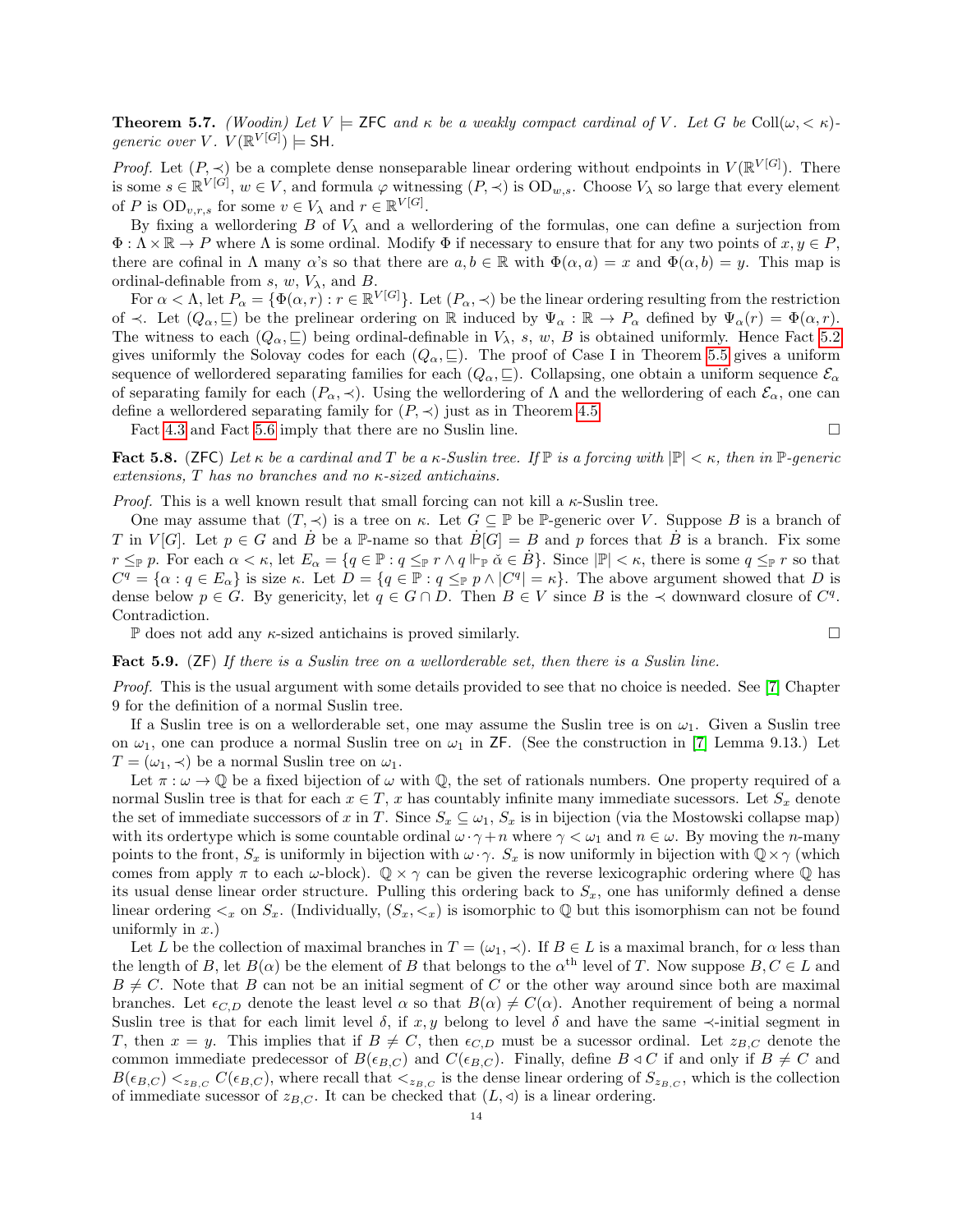**Theorem 5.7.** *(Woodin) Let $V \models \mathsf{ZFC}$ and $\kappa$ be a weakly compact cardinal of $V$. Let $G$ be $\text{Coll}(\omega, <\kappa)$-generic over $V$. $V(\mathbb{R}^{V[G]}) \models \mathsf{SH}$.*

*Proof.* Let $(P, \prec)$ be a complete dense nonseparable linear ordering without endpoints in $V(\mathbb{R}^{V[G]})$. There is some $s \in \mathbb{R}^{V[G]}$, $w \in V$, and formula $\varphi$ witnessing $(P, \prec)$ is $\text{OD}_{w,s}$. Choose $V_\lambda$ so large that every element of $P$ is $\text{OD}_{v,r,s}$ for some $v \in V_\lambda$ and $r \in \mathbb{R}^{V[G]}$.

By fixing a wellordering $B$ of $V_\lambda$ and a wellordering of the formulas, one can define a surjection from $\Phi : \Lambda \times \mathbb{R} \to P$ where $\Lambda$ is some ordinal. Modify $\Phi$ if necessary to ensure that for any two points of $x, y \in P$, there are cofinal in $\Lambda$ many $\alpha$'s so that there are $a, b \in \mathbb{R}$ with $\Phi(\alpha, a) = x$ and $\Phi(\alpha, b) = y$. This map is ordinal-definable from $s$, $w$, $V_\lambda$, and $B$.

For $\alpha < \Lambda$, let $P_\alpha = \{\Phi(\alpha, r) : r \in \mathbb{R}^{V[G]}\}$. Let $(P_\alpha, \prec)$ be the linear ordering resulting from the restriction of $\prec$. Let $(Q_\alpha, \sqsubseteq)$ be the prelinear ordering on $\mathbb{R}$ induced by $\Psi_\alpha : \mathbb{R} \to P_\alpha$ defined by $\Psi_\alpha(r) = \Phi(\alpha, r)$. The witness to each $(Q_\alpha, \sqsubseteq)$ being ordinal-definable in $V_\lambda$, $s$, $w$, $B$ is obtained uniformly. Hence Fact 5.2 gives uniformly the Solovay codes for each $(Q_\alpha, \sqsubseteq)$. The proof of Case I in Theorem 5.5 gives a uniform sequence of wellordered separating families for each $(Q_\alpha, \sqsubseteq)$. Collapsing, one obtain a uniform sequence $\mathcal{E}_\alpha$ of separating family for each $(P_\alpha, \prec)$. Using the wellordering of $\Lambda$ and the wellordering of each $\mathcal{E}_\alpha$, one can define a wellordered separating family for $(P, \prec)$ just as in Theorem 4.5.

Fact 4.3 and Fact 5.6 imply that there are no Suslin line. $\square$

**Fact 5.8.** ($\mathsf{ZFC}$) *Let $\kappa$ be a cardinal and $T$ be a $\kappa$-Suslin tree. If $\mathbb{P}$ is a forcing with $|\mathbb{P}| < \kappa$, then in $\mathbb{P}$-generic extensions, $T$ has no branches and no $\kappa$-sized antichains.*

*Proof.* This is a well known result that small forcing can not kill a $\kappa$-Suslin tree.

One may assume that $(T, \prec)$ is a tree on $\kappa$. Let $G \subseteq \mathbb{P}$ be $\mathbb{P}$-generic over $V$. Suppose $B$ is a branch of $T$ in $V[G]$. Let $p \in G$ and $\dot{B}$ be a $\mathbb{P}$-name so that $\dot{B}[G] = B$ and $p$ forces that $\dot{B}$ is a branch. Fix some $r \leq_{\mathbb{P}} p$. For each $\alpha < \kappa$, let $E_\alpha = \{q \in \mathbb{P} : q \leq_{\mathbb{P}} r \wedge q \Vdash_{\mathbb{P}} \check{\alpha} \in \dot{B}\}$. Since $|\mathbb{P}| < \kappa$, there is some $q \leq_{\mathbb{P}} r$ so that $C^q = \{\alpha : q \in E_\alpha\}$ is size $\kappa$. Let $D = \{q \in \mathbb{P} : q \leq_{\mathbb{P}} p \wedge |C^q| = \kappa\}$. The above argument showed that $D$ is dense below $p \in G$. By genericity, let $q \in G \cap D$. Then $B \in V$ since $B$ is the $\prec$ downward closure of $C^q$. Contradiction.

$\mathbb{P}$ does not add any $\kappa$-sized antichains is proved similarly. $\square$

**Fact 5.9.** ($\mathsf{ZF}$) *If there is a Suslin tree on a wellorderable set, then there is a Suslin line.*

*Proof.* This is the usual argument with some details provided to see that no choice is needed. See [7] Chapter 9 for the definition of a normal Suslin tree.

If a Suslin tree is on a wellorderable set, one may assume the Suslin tree is on $\omega_1$. Given a Suslin tree on $\omega_1$, one can produce a normal Suslin tree on $\omega_1$ in $\mathsf{ZF}$. (See the construction in [7] Lemma 9.13.) Let $T = (\omega_1, \prec)$ be a normal Suslin tree on $\omega_1$.

Let $\pi : \omega \to \mathbb{Q}$ be a fixed bijection of $\omega$ with $\mathbb{Q}$, the set of rationals numbers. One property required of a normal Suslin tree is that for each $x \in T$, $x$ has countably infinite many immediate sucessors. Let $S_x$ denote the set of immediate successors of $x$ in $T$. Since $S_x \subseteq \omega_1$, $S_x$ is in bijection (via the Mostowski collapse map) with its ordertype which is some countable ordinal $\omega \cdot \gamma + n$ where $\gamma < \omega_1$ and $n \in \omega$. By moving the $n$-many points to the front, $S_x$ is uniformly in bijection with $\omega \cdot \gamma$. $S_x$ is now uniformly in bijection with $\mathbb{Q} \times \gamma$ (which comes from apply $\pi$ to each $\omega$-block). $\mathbb{Q} \times \gamma$ can be given the reverse lexicographic ordering where $\mathbb{Q}$ has its usual dense linear order structure. Pulling this ordering back to $S_x$, one has uniformly defined a dense linear ordering $<_x$ on $S_x$. (Individually, $(S_x, <_x)$ is isomorphic to $\mathbb{Q}$ but this isomorphism can not be found uniformly in $x$.)

Let $L$ be the collection of maximal branches in $T = (\omega_1, \prec)$. If $B \in L$ is a maximal branch, for $\alpha$ less than the length of $B$, let $B(\alpha)$ be the element of $B$ that belongs to the $\alpha^{\text{th}}$ level of $T$. Now suppose $B, C \in L$ and $B \neq C$. Note that $B$ can not be an initial segment of $C$ or the other way around since both are maximal branches. Let $\epsilon_{C,D}$ denote the least level $\alpha$ so that $B(\alpha) \neq C(\alpha)$. Another requirement of being a normal Suslin tree is that for each limit level $\delta$, if $x, y$ belong to level $\delta$ and have the same $\prec$-initial segment in $T$, then $x = y$. This implies that if $B \neq C$, then $\epsilon_{C,D}$ must be a sucessor ordinal. Let $z_{B,C}$ denote the common immediate predecessor of $B(\epsilon_{B,C})$ and $C(\epsilon_{B,C})$. Finally, define $B \lhd C$ if and only if $B \neq C$ and $B(\epsilon_{B,C}) <_{z_{B,C}} C(\epsilon_{B,C})$, where recall that $<_{z_{B,C}}$ is the dense linear ordering of $S_{z_{B,C}}$, which is the collection of immediate sucessor of $z_{B,C}$. It can be checked that $(L, \lhd)$ is a linear ordering.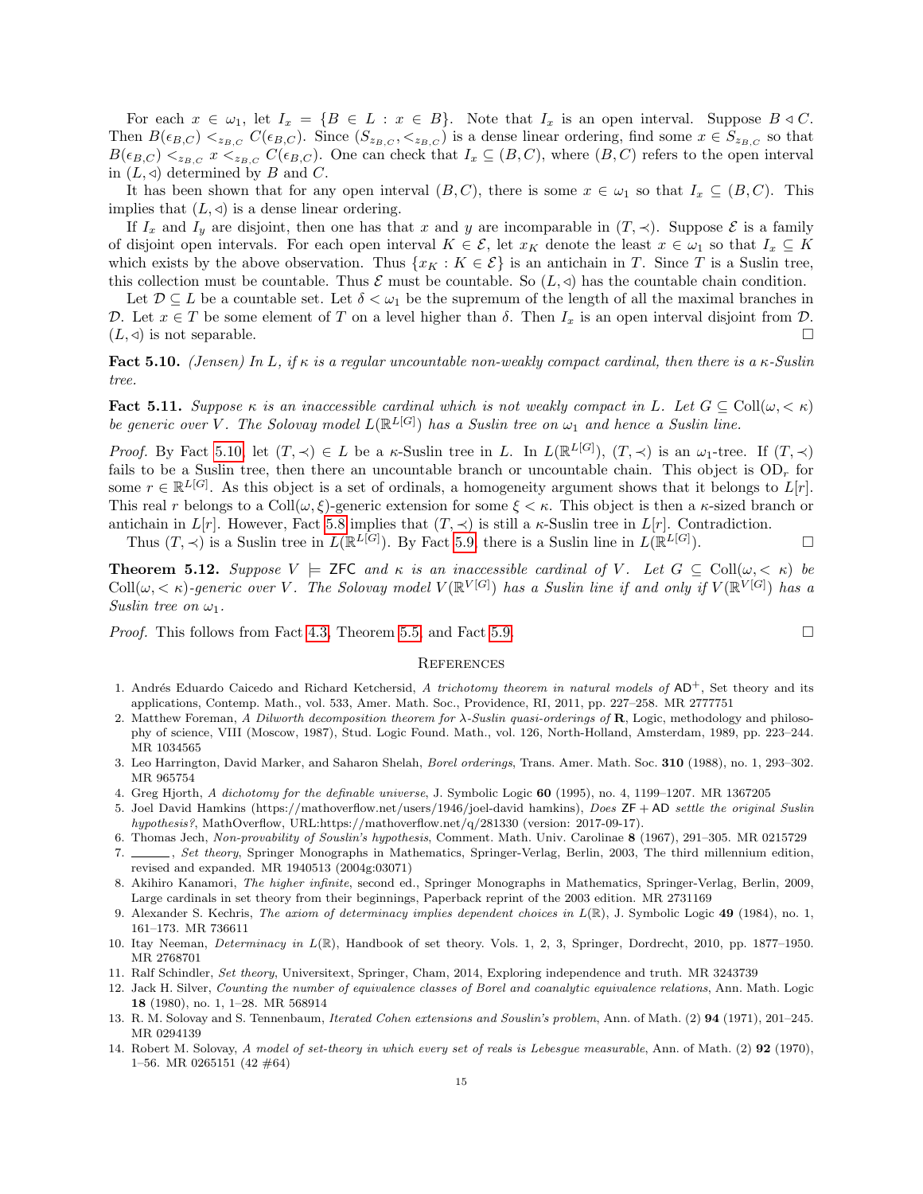For each $x \in \omega_1$, let $I_x = \{B \in L : x \in B\}$. Note that $I_x$ is an open interval. Suppose $B \lhd C$. Then $B(\epsilon_{B,C}) <_{z_{B,C}} C(\epsilon_{B,C})$. Since $(S_{z_{B,C}}, <_{z_{B,C}})$ is a dense linear ordering, find some $x \in S_{z_{B,C}}$ so that $B(\epsilon_{B,C}) <_{z_{B,C}} x <_{z_{B,C}} C(\epsilon_{B,C})$. One can check that $I_x \subseteq (B, C)$, where $(B, C)$ refers to the open interval in $(L, \lhd)$ determined by $B$ and $C$.

It has been shown that for any open interval $(B, C)$, there is some $x \in \omega_1$ so that $I_x \subseteq (B, C)$. This implies that $(L, \lhd)$ is a dense linear ordering.

If $I_x$ and $I_y$ are disjoint, then one has that $x$ and $y$ are incomparable in $(T, \prec)$. Suppose $\mathcal{E}$ is a family of disjoint open intervals. For each open interval $K \in \mathcal{E}$, let $x_K$ denote the least $x \in \omega_1$ so that $I_x \subseteq K$ which exists by the above observation. Thus $\{x_K : K \in \mathcal{E}\}$ is an antichain in $T$. Since $T$ is a Suslin tree, this collection must be countable. Thus $\mathcal{E}$ must be countable. So $(L, \lhd)$ has the countable chain condition.

Let $\mathcal{D} \subseteq L$ be a countable set. Let $\delta < \omega_1$ be the supremum of the length of all the maximal branches in $\mathcal{D}$. Let $x \in T$ be some element of $T$ on a level higher than $\delta$. Then $I_x$ is an open interval disjoint from $\mathcal{D}$. $(L, \lhd)$ is not separable. □

**Fact 5.10.** *(Jensen) In $L$, if $\kappa$ is a regular uncountable non-weakly compact cardinal, then there is a $\kappa$-Suslin tree.*

**Fact 5.11.** *Suppose $\kappa$ is an inaccessible cardinal which is not weakly compact in $L$. Let $G \subseteq \text{Coll}(\omega, <\kappa)$ be generic over $V$. The Solovay model $L(\mathbb{R}^{L[G]})$ has a Suslin tree on $\omega_1$ and hence a Suslin line.*

*Proof.* By Fact 5.10, let $(T, \prec) \in L$ be a $\kappa$-Suslin tree in $L$. In $L(\mathbb{R}^{L[G]})$, $(T, \prec)$ is an $\omega_1$-tree. If $(T, \prec)$ fails to be a Suslin tree, then there an uncountable branch or uncountable chain. This object is $\text{OD}_r$ for some $r \in \mathbb{R}^{L[G]}$. As this object is a set of ordinals, a homogeneity argument shows that it belongs to $L[r]$. This real $r$ belongs to a $\text{Coll}(\omega, \xi)$-generic extension for some $\xi < \kappa$. This object is then a $\kappa$-sized branch or antichain in $L[r]$. However, Fact 5.8 implies that $(T, \prec)$ is still a $\kappa$-Suslin tree in $L[r]$. Contradiction.

Thus $(T, \prec)$ is a Suslin tree in $L(\mathbb{R}^{L[G]})$. By Fact 5.9, there is a Suslin line in $L(\mathbb{R}^{L[G]})$. □

**Theorem 5.12.** *Suppose $V \models \mathsf{ZFC}$ and $\kappa$ is an inaccessible cardinal of $V$. Let $G \subseteq \text{Coll}(\omega, <\kappa)$ be $\text{Coll}(\omega, <\kappa)$-generic over $V$. The Solovay model $V(\mathbb{R}^{V[G]})$ has a Suslin line if and only if $V(\mathbb{R}^{V[G]})$ has a Suslin tree on $\omega_1$.*

*Proof.* This follows from Fact 4.3, Theorem 5.5, and Fact 5.9. □

## References

1. Andrés Eduardo Caicedo and Richard Ketchersid, *A trichotomy theorem in natural models of* $\mathsf{AD}^+$, Set theory and its applications, Contemp. Math., vol. 533, Amer. Math. Soc., Providence, RI, 2011, pp. 227–258. MR 2777751
2. Matthew Foreman, *A Dilworth decomposition theorem for $\lambda$-Suslin quasi-orderings of* **R**, Logic, methodology and philosophy of science, VIII (Moscow, 1987), Stud. Logic Found. Math., vol. 126, North-Holland, Amsterdam, 1989, pp. 223–244. MR 1034565
3. Leo Harrington, David Marker, and Saharon Shelah, *Borel orderings*, Trans. Amer. Math. Soc. **310** (1988), no. 1, 293–302. MR 965754
4. Greg Hjorth, *A dichotomy for the definable universe*, J. Symbolic Logic **60** (1995), no. 4, 1199–1207. MR 1367205
5. Joel David Hamkins (https://mathoverflow.net/users/1946/joel-david hamkins), *Does* $\mathsf{ZF} + \mathsf{AD}$ *settle the original Suslin hypothesis?*, MathOverflow, URL:https://mathoverflow.net/q/281330 (version: 2017-09-17).
6. Thomas Jech, *Non-provability of Souslin's hypothesis*, Comment. Math. Univ. Carolinae **8** (1967), 291–305. MR 0215729
7. ______, *Set theory*, Springer Monographs in Mathematics, Springer-Verlag, Berlin, 2003, The third millennium edition, revised and expanded. MR 1940513 (2004g:03071)
8. Akihiro Kanamori, *The higher infinite*, second ed., Springer Monographs in Mathematics, Springer-Verlag, Berlin, 2009, Large cardinals in set theory from their beginnings, Paperback reprint of the 2003 edition. MR 2731169
9. Alexander S. Kechris, *The axiom of determinacy implies dependent choices in $L(\mathbb{R})$*, J. Symbolic Logic **49** (1984), no. 1, 161–173. MR 736611
10. Itay Neeman, *Determinacy in $L(\mathbb{R})$*, Handbook of set theory. Vols. 1, 2, 3, Springer, Dordrecht, 2010, pp. 1877–1950. MR 2768701
11. Ralf Schindler, *Set theory*, Universitext, Springer, Cham, 2014, Exploring independence and truth. MR 3243739
12. Jack H. Silver, *Counting the number of equivalence classes of Borel and coanalytic equivalence relations*, Ann. Math. Logic **18** (1980), no. 1, 1–28. MR 568914
13. R. M. Solovay and S. Tennenbaum, *Iterated Cohen extensions and Souslin's problem*, Ann. of Math. (2) **94** (1971), 201–245. MR 0294139
14. Robert M. Solovay, *A model of set-theory in which every set of reals is Lebesgue measurable*, Ann. of Math. (2) **92** (1970), 1–56. MR 0265151 (42 #64)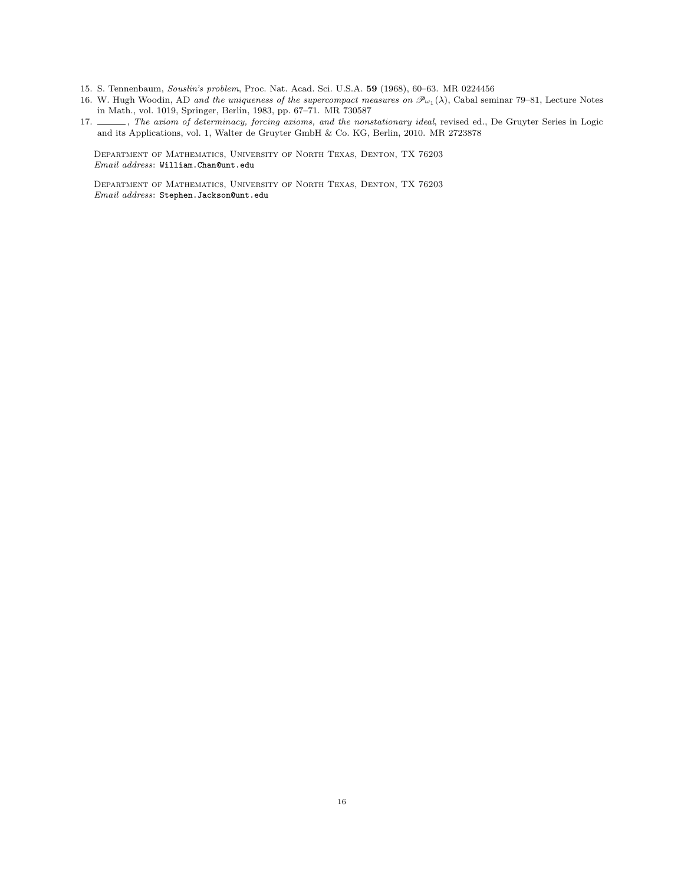15. S. Tennenbaum, *Souslin's problem*, Proc. Nat. Acad. Sci. U.S.A. **59** (1968), 60–63. MR 0224456
16. W. Hugh Woodin, AD *and the uniqueness of the supercompact measures on* $\mathscr{P}_{\omega_1}(\lambda)$, Cabal seminar 79–81, Lecture Notes in Math., vol. 1019, Springer, Berlin, 1983, pp. 67–71. MR 730587
17. ______, *The axiom of determinacy, forcing axioms, and the nonstationary ideal*, revised ed., De Gruyter Series in Logic and its Applications, vol. 1, Walter de Gruyter GmbH & Co. KG, Berlin, 2010. MR 2723878

Department of Mathematics, University of North Texas, Denton, TX 76203
*Email address*: William.Chan@unt.edu

Department of Mathematics, University of North Texas, Denton, TX 76203
*Email address*: Stephen.Jackson@unt.edu